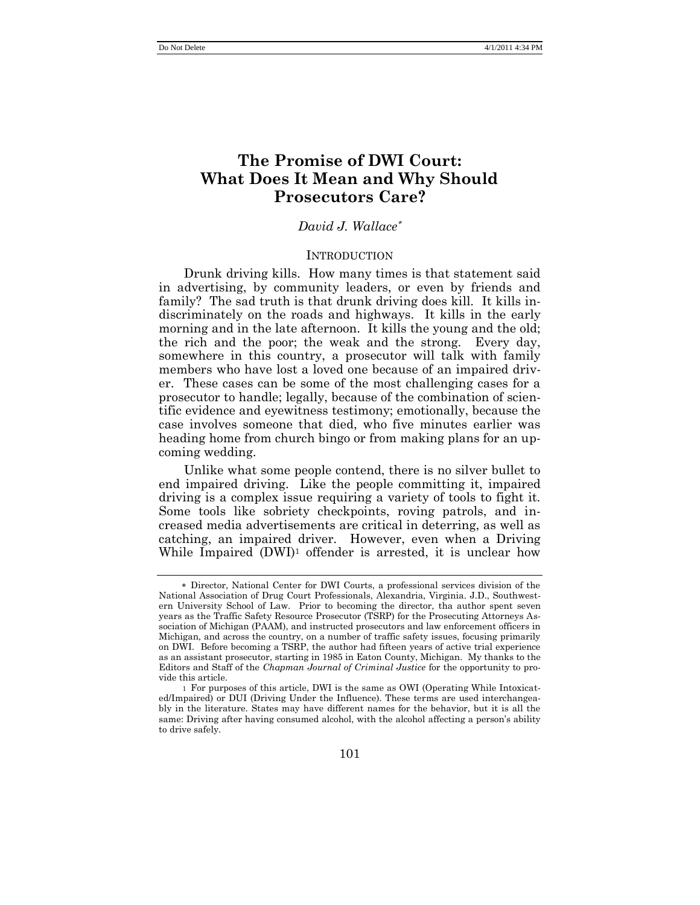# The Promise of DWI Court: What Does It Mean and Why Should Prosecutors Care?

*David J. Wallace*[*]

## INTRODUCTION

Drunk driving kills. How many times is that statement said in advertising, by community leaders, or even by friends and family? The sad truth is that drunk driving does kill. It kills indiscriminately on the roads and highways. It kills in the early morning and in the late afternoon. It kills the young and the old; the rich and the poor; the weak and the strong. Every day, somewhere in this country, a prosecutor will talk with family members who have lost a loved one because of an impaired driver. These cases can be some of the most challenging cases for a prosecutor to handle; legally, because of the combination of scientific evidence and eyewitness testimony; emotionally, because the case involves someone that died, who five minutes earlier was heading home from church bingo or from making plans for an upcoming wedding.

Unlike what some people contend, there is no silver bullet to end impaired driving. Like the people committing it, impaired driving is a complex issue requiring a variety of tools to fight it. Some tools like sobriety checkpoints, roving patrols, and increased media advertisements are critical in deterring, as well as catching, an impaired driver. However, even when a Driving While Impaired (DWI)[1] offender is arrested, it is unclear how

---

[*] Director, National Center for DWI Courts, a professional services division of the National Association of Drug Court Professionals, Alexandria, Virginia. J.D., Southwestern University School of Law. Prior to becoming the director, tha author spent seven years as the Traffic Safety Resource Prosecutor (TSRP) for the Prosecuting Attorneys Association of Michigan (PAAM), and instructed prosecutors and law enforcement officers in Michigan, and across the country, on a number of traffic safety issues, focusing primarily on DWI. Before becoming a TSRP, the author had fifteen years of active trial experience as an assistant prosecutor, starting in 1985 in Eaton County, Michigan. My thanks to the Editors and Staff of the *Chapman Journal of Criminal Justice* for the opportunity to provide this article.

[1] For purposes of this article, DWI is the same as OWI (Operating While Intoxicated/Impaired) or DUI (Driving Under the Influence). These terms are used interchangeably in the literature. States may have different names for the behavior, but it is all the same: Driving after having consumed alcohol, with the alcohol affecting a person's ability to drive safely.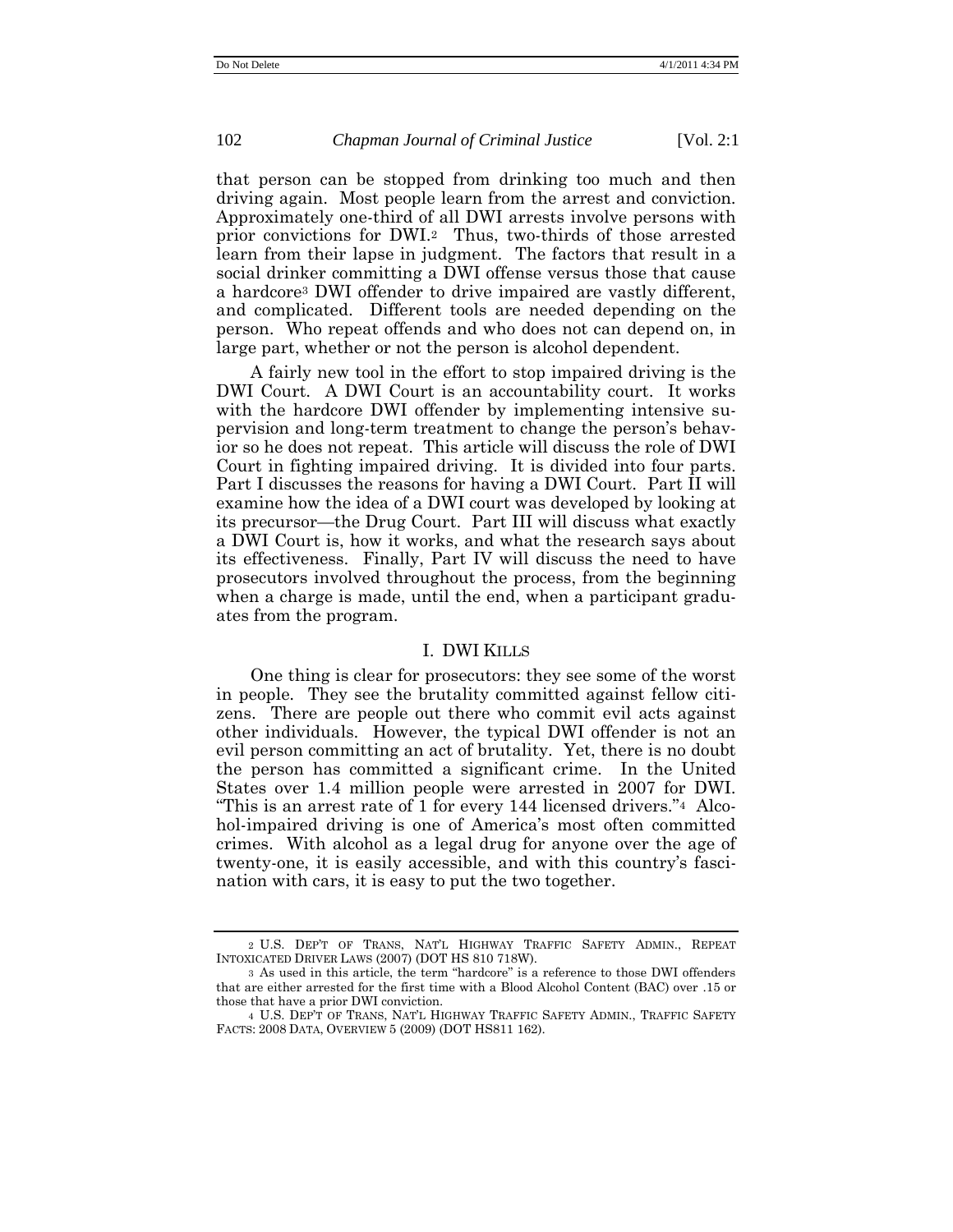that person can be stopped from drinking too much and then driving again. Most people learn from the arrest and conviction. Approximately one-third of all DWI arrests involve persons with prior convictions for DWI.[2] Thus, two-thirds of those arrested learn from their lapse in judgment. The factors that result in a social drinker committing a DWI offense versus those that cause a hardcore[3] DWI offender to drive impaired are vastly different, and complicated. Different tools are needed depending on the person. Who repeat offends and who does not can depend on, in large part, whether or not the person is alcohol dependent.

A fairly new tool in the effort to stop impaired driving is the DWI Court. A DWI Court is an accountability court. It works with the hardcore DWI offender by implementing intensive supervision and long-term treatment to change the person's behavior so he does not repeat. This article will discuss the role of DWI Court in fighting impaired driving. It is divided into four parts. Part I discusses the reasons for having a DWI Court. Part II will examine how the idea of a DWI court was developed by looking at its precursor—the Drug Court. Part III will discuss what exactly a DWI Court is, how it works, and what the research says about its effectiveness. Finally, Part IV will discuss the need to have prosecutors involved throughout the process, from the beginning when a charge is made, until the end, when a participant graduates from the program.

## I. DWI KILLS

One thing is clear for prosecutors: they see some of the worst in people. They see the brutality committed against fellow citizens. There are people out there who commit evil acts against other individuals. However, the typical DWI offender is not an evil person committing an act of brutality. Yet, there is no doubt the person has committed a significant crime. In the United States over 1.4 million people were arrested in 2007 for DWI. "This is an arrest rate of 1 for every 144 licensed drivers."[4] Alcohol-impaired driving is one of America's most often committed crimes. With alcohol as a legal drug for anyone over the age of twenty-one, it is easily accessible, and with this country's fascination with cars, it is easy to put the two together.

---

[2] U.S. DEP'T OF TRANS, NAT'L HIGHWAY TRAFFIC SAFETY ADMIN., REPEAT INTOXICATED DRIVER LAWS (2007) (DOT HS 810 718W).

[3] As used in this article, the term "hardcore" is a reference to those DWI offenders that are either arrested for the first time with a Blood Alcohol Content (BAC) over .15 or those that have a prior DWI conviction.

[4] U.S. DEP'T OF TRANS, NAT'L HIGHWAY TRAFFIC SAFETY ADMIN., TRAFFIC SAFETY FACTS: 2008 DATA, OVERVIEW 5 (2009) (DOT HS811 162).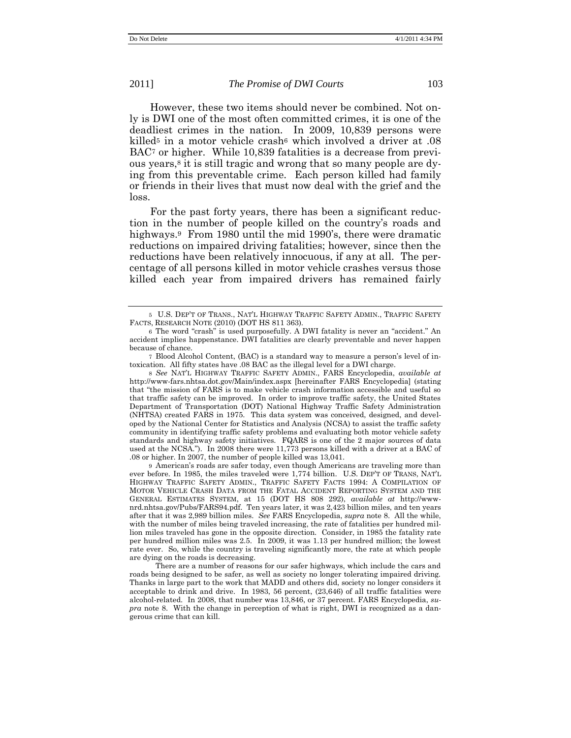However, these two items should never be combined. Not only is DWI one of the most often committed crimes, it is one of the deadliest crimes in the nation. In 2009, 10,839 persons were killed[5] in a motor vehicle crash[6] which involved a driver at .08 BAC[7] or higher. While 10,839 fatalities is a decrease from previous years,[8] it is still tragic and wrong that so many people are dying from this preventable crime. Each person killed had family or friends in their lives that must now deal with the grief and the loss.

For the past forty years, there has been a significant reduction in the number of people killed on the country's roads and highways.[9] From 1980 until the mid 1990's, there were dramatic reductions on impaired driving fatalities; however, since then the reductions have been relatively innocuous, if any at all. The percentage of all persons killed in motor vehicle crashes versus those killed each year from impaired drivers has remained fairly

---

[5] U.S. DEP'T OF TRANS., NAT'L HIGHWAY TRAFFIC SAFETY ADMIN., TRAFFIC SAFETY FACTS, RESEARCH NOTE (2010) (DOT HS 811 363).

[6] The word "crash" is used purposefully. A DWI fatality is never an "accident." An accident implies happenstance. DWI fatalities are clearly preventable and never happen because of chance.

[7] Blood Alcohol Content, (BAC) is a standard way to measure a person's level of intoxication. All fifty states have .08 BAC as the illegal level for a DWI charge.

[8] *See* NAT'L HIGHWAY TRAFFIC SAFETY ADMIN., FARS Encyclopedia, *available at* http://www-fars.nhtsa.dot.gov/Main/index.aspx [hereinafter FARS Encyclopedia] (stating that "the mission of FARS is to make vehicle crash information accessible and useful so that traffic safety can be improved. In order to improve traffic safety, the United States Department of Transportation (DOT) National Highway Traffic Safety Administration (NHTSA) created FARS in 1975. This data system was conceived, designed, and developed by the National Center for Statistics and Analysis (NCSA) to assist the traffic safety community in identifying traffic safety problems and evaluating both motor vehicle safety standards and highway safety initiatives. FQARS is one of the 2 major sources of data used at the NCSA."). In 2008 there were 11,773 persons killed with a driver at a BAC of .08 or higher. In 2007, the number of people killed was 13,041.

[9] American's roads are safer today, even though Americans are traveling more than ever before. In 1985, the miles traveled were 1,774 billion. U.S. DEP'T OF TRANS, NAT'L HIGHWAY TRAFFIC SAFETY ADMIN., TRAFFIC SAFETY FACTS 1994: A COMPILATION OF MOTOR VEHICLE CRASH DATA FROM THE FATAL ACCIDENT REPORTING SYSTEM AND THE GENERAL ESTIMATES SYSTEM, at 15 (DOT HS 808 292), *available at* http://www-nrd.nhtsa.gov/Pubs/FARS94.pdf. Ten years later, it was 2,423 billion miles, and ten years after that it was 2,989 billion miles. *See* FARS Encyclopedia, *supra* note 8. All the while, with the number of miles being traveled increasing, the rate of fatalities per hundred million miles traveled has gone in the opposite direction. Consider, in 1985 the fatality rate per hundred million miles was 2.5. In 2009, it was 1.13 per hundred million; the lowest rate ever. So, while the country is traveling significantly more, the rate at which people are dying on the roads is decreasing.

There are a number of reasons for our safer highways, which include the cars and roads being designed to be safer, as well as society no longer tolerating impaired driving. Thanks in large part to the work that MADD and others did, society no longer considers it acceptable to drink and drive. In 1983, 56 percent, (23,646) of all traffic fatalities were alcohol-related. In 2008, that number was 13,846, or 37 percent. FARS Encyclopedia, *supra* note 8. With the change in perception of what is right, DWI is recognized as a dangerous crime that can kill.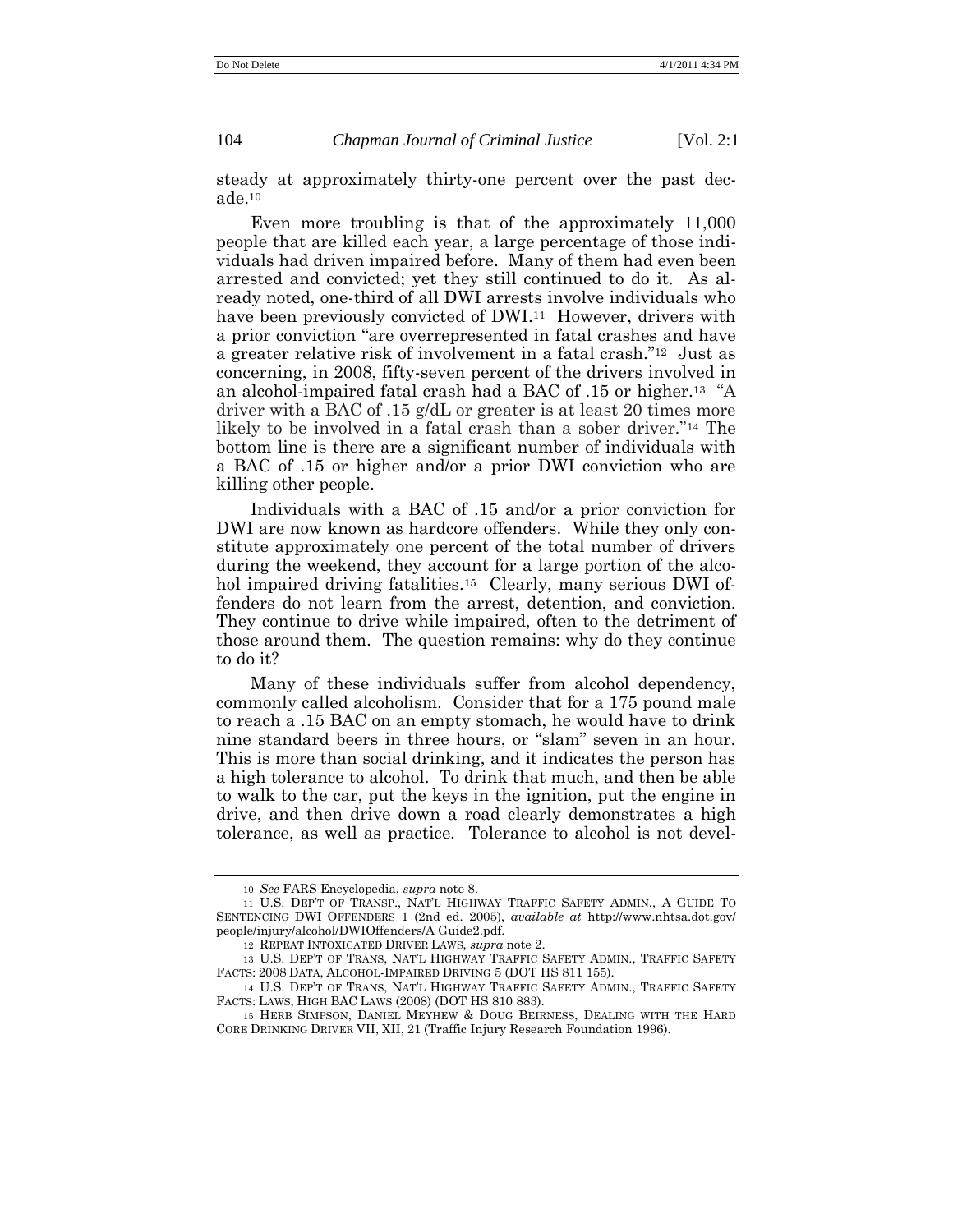steady at approximately thirty-one percent over the past decade.[10]

Even more troubling is that of the approximately 11,000 people that are killed each year, a large percentage of those individuals had driven impaired before. Many of them had even been arrested and convicted; yet they still continued to do it. As already noted, one-third of all DWI arrests involve individuals who have been previously convicted of DWI.[11] However, drivers with a prior conviction "are overrepresented in fatal crashes and have a greater relative risk of involvement in a fatal crash."[12] Just as concerning, in 2008, fifty-seven percent of the drivers involved in an alcohol-impaired fatal crash had a BAC of .15 or higher.[13] "A driver with a BAC of .15 g/dL or greater is at least 20 times more likely to be involved in a fatal crash than a sober driver."[14] The bottom line is there are a significant number of individuals with a BAC of .15 or higher and/or a prior DWI conviction who are killing other people.

Individuals with a BAC of .15 and/or a prior conviction for DWI are now known as hardcore offenders. While they only constitute approximately one percent of the total number of drivers during the weekend, they account for a large portion of the alcohol impaired driving fatalities.[15] Clearly, many serious DWI offenders do not learn from the arrest, detention, and conviction. They continue to drive while impaired, often to the detriment of those around them. The question remains: why do they continue to do it?

Many of these individuals suffer from alcohol dependency, commonly called alcoholism. Consider that for a 175 pound male to reach a .15 BAC on an empty stomach, he would have to drink nine standard beers in three hours, or "slam" seven in an hour. This is more than social drinking, and it indicates the person has a high tolerance to alcohol. To drink that much, and then be able to walk to the car, put the keys in the ignition, put the engine in drive, and then drive down a road clearly demonstrates a high tolerance, as well as practice. Tolerance to alcohol is not devel-

---

[10] *See* FARS Encyclopedia, *supra* note 8.

[11] U.S. DEP'T OF TRANSP., NAT'L HIGHWAY TRAFFIC SAFETY ADMIN., A GUIDE TO SENTENCING DWI OFFENDERS 1 (2nd ed. 2005), *available at* http://www.nhtsa.dot.gov/people/injury/alcohol/DWIOffenders/A Guide2.pdf.

[12] REPEAT INTOXICATED DRIVER LAWS, *supra* note 2.

[13] U.S. DEP'T OF TRANS, NAT'L HIGHWAY TRAFFIC SAFETY ADMIN., TRAFFIC SAFETY FACTS: 2008 DATA, ALCOHOL-IMPAIRED DRIVING 5 (DOT HS 811 155).

[14] U.S. DEP'T OF TRANS, NAT'L HIGHWAY TRAFFIC SAFETY ADMIN., TRAFFIC SAFETY FACTS: LAWS, HIGH BAC LAWS (2008) (DOT HS 810 883).

[15] HERB SIMPSON, DANIEL MEYHEW & DOUG BEIRNESS, DEALING WITH THE HARD CORE DRINKING DRIVER VII, XII, 21 (Traffic Injury Research Foundation 1996).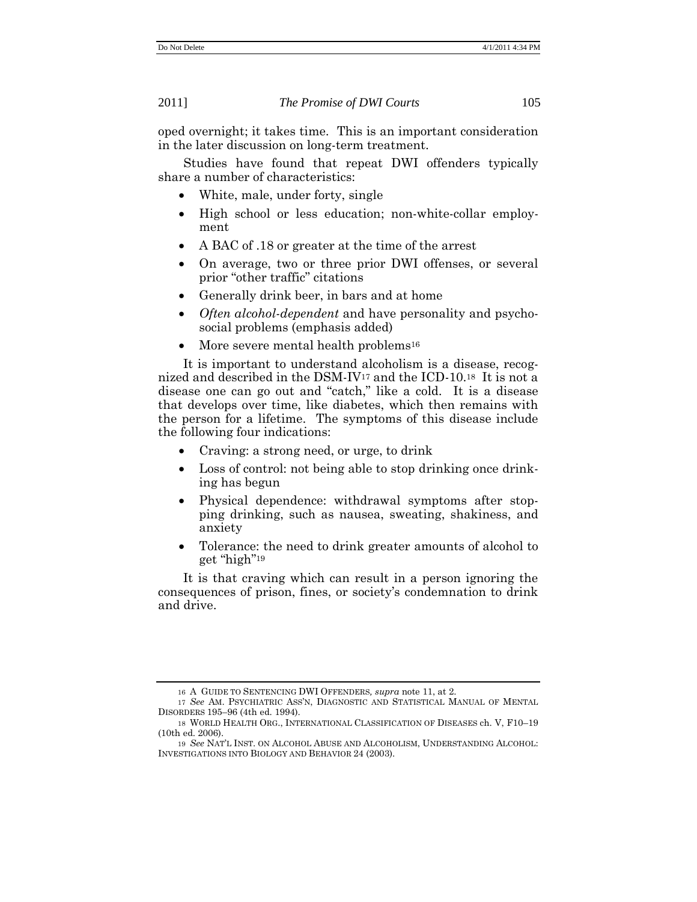oped overnight; it takes time. This is an important consideration in the later discussion on long-term treatment.

Studies have found that repeat DWI offenders typically share a number of characteristics:

- White, male, under forty, single
- High school or less education; non-white-collar employment
- A BAC of .18 or greater at the time of the arrest
- On average, two or three prior DWI offenses, or several prior "other traffic" citations
- Generally drink beer, in bars and at home
- *Often alcohol-dependent* and have personality and psychosocial problems (emphasis added)
- More severe mental health problems[16]

It is important to understand alcoholism is a disease, recognized and described in the DSM-IV[17] and the ICD-10.[18] It is not a disease one can go out and "catch," like a cold. It is a disease that develops over time, like diabetes, which then remains with the person for a lifetime. The symptoms of this disease include the following four indications:

- Craving: a strong need, or urge, to drink
- Loss of control: not being able to stop drinking once drinking has begun
- Physical dependence: withdrawal symptoms after stopping drinking, such as nausea, sweating, shakiness, and anxiety
- Tolerance: the need to drink greater amounts of alcohol to get "high"[19]

It is that craving which can result in a person ignoring the consequences of prison, fines, or society's condemnation to drink and drive.

---

16 A GUIDE TO SENTENCING DWI OFFENDERS, *supra* note 11, at 2.

17 *See* AM. PSYCHIATRIC ASS'N, DIAGNOSTIC AND STATISTICAL MANUAL OF MENTAL DISORDERS 195–96 (4th ed. 1994).

18 WORLD HEALTH ORG., INTERNATIONAL CLASSIFICATION OF DISEASES ch. V, F10–19 (10th ed. 2006).

19 *See* NAT'L INST. ON ALCOHOL ABUSE AND ALCOHOLISM, UNDERSTANDING ALCOHOL: INVESTIGATIONS INTO BIOLOGY AND BEHAVIOR 24 (2003).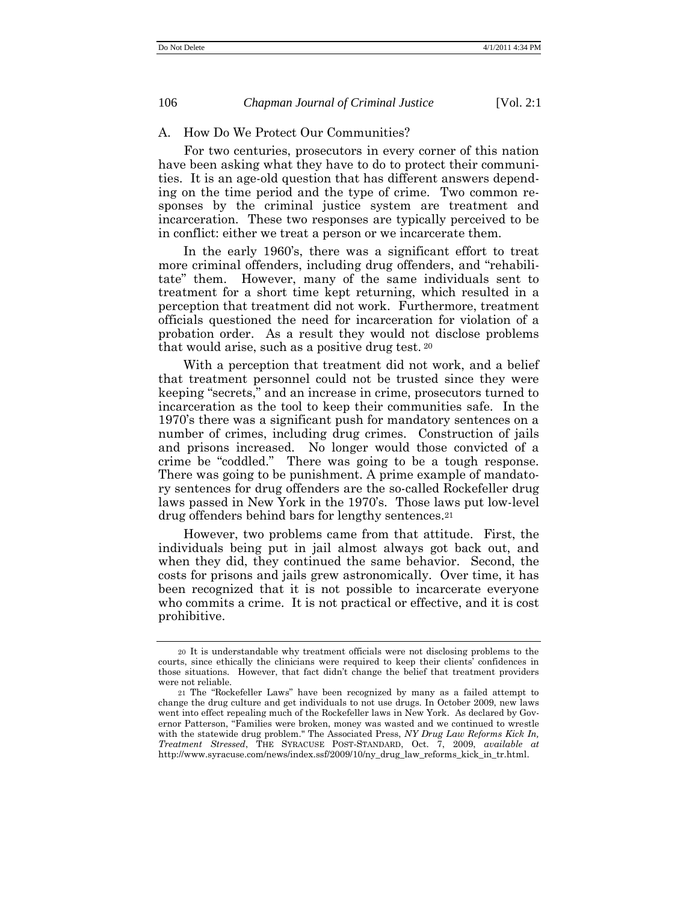### A. How Do We Protect Our Communities?

For two centuries, prosecutors in every corner of this nation have been asking what they have to do to protect their communities. It is an age-old question that has different answers depending on the time period and the type of crime. Two common responses by the criminal justice system are treatment and incarceration. These two responses are typically perceived to be in conflict: either we treat a person or we incarcerate them.

In the early 1960's, there was a significant effort to treat more criminal offenders, including drug offenders, and "rehabilitate" them. However, many of the same individuals sent to treatment for a short time kept returning, which resulted in a perception that treatment did not work. Furthermore, treatment officials questioned the need for incarceration for violation of a probation order. As a result they would not disclose problems that would arise, such as a positive drug test. [20]

With a perception that treatment did not work, and a belief that treatment personnel could not be trusted since they were keeping "secrets," and an increase in crime, prosecutors turned to incarceration as the tool to keep their communities safe. In the 1970's there was a significant push for mandatory sentences on a number of crimes, including drug crimes. Construction of jails and prisons increased. No longer would those convicted of a crime be "coddled." There was going to be a tough response. There was going to be punishment. A prime example of mandatory sentences for drug offenders are the so-called Rockefeller drug laws passed in New York in the 1970's. Those laws put low-level drug offenders behind bars for lengthy sentences.[21]

However, two problems came from that attitude. First, the individuals being put in jail almost always got back out, and when they did, they continued the same behavior. Second, the costs for prisons and jails grew astronomically. Over time, it has been recognized that it is not possible to incarcerate everyone who commits a crime. It is not practical or effective, and it is cost prohibitive.

---

[20] It is understandable why treatment officials were not disclosing problems to the courts, since ethically the clinicians were required to keep their clients' confidences in those situations. However, that fact didn't change the belief that treatment providers were not reliable.

[21] The "Rockefeller Laws" have been recognized by many as a failed attempt to change the drug culture and get individuals to not use drugs. In October 2009, new laws went into effect repealing much of the Rockefeller laws in New York. As declared by Governor Patterson, "Families were broken, money was wasted and we continued to wrestle with the statewide drug problem." The Associated Press, *NY Drug Law Reforms Kick In, Treatment Stressed*, THE SYRACUSE POST-STANDARD, Oct. 7, 2009, *available at* http://www.syracuse.com/news/index.ssf/2009/10/ny_drug_law_reforms_kick_in_tr.html.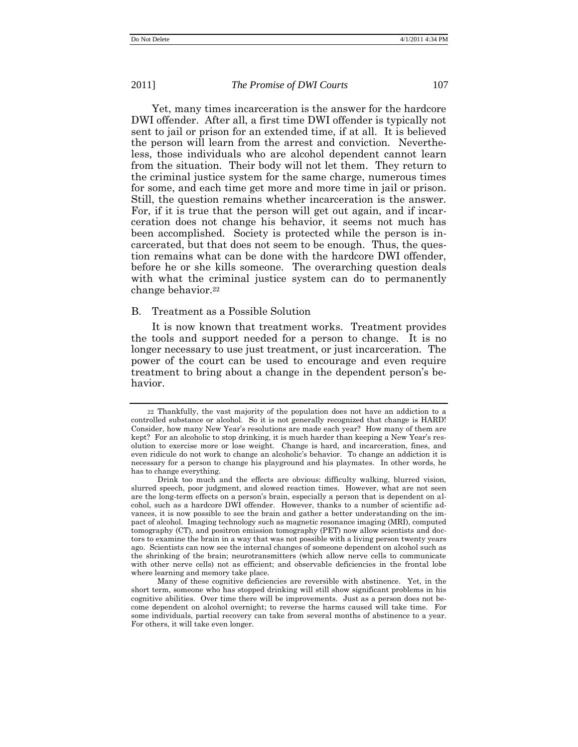Yet, many times incarceration is the answer for the hardcore DWI offender. After all, a first time DWI offender is typically not sent to jail or prison for an extended time, if at all. It is believed the person will learn from the arrest and conviction. Nevertheless, those individuals who are alcohol dependent cannot learn from the situation. Their body will not let them. They return to the criminal justice system for the same charge, numerous times for some, and each time get more and more time in jail or prison. Still, the question remains whether incarceration is the answer. For, if it is true that the person will get out again, and if incarceration does not change his behavior, it seems not much has been accomplished. Society is protected while the person is incarcerated, but that does not seem to be enough. Thus, the question remains what can be done with the hardcore DWI offender, before he or she kills someone. The overarching question deals with what the criminal justice system can do to permanently change behavior.[22]

## B. Treatment as a Possible Solution

It is now known that treatment works. Treatment provides the tools and support needed for a person to change. It is no longer necessary to use just treatment, or just incarceration. The power of the court can be used to encourage and even require treatment to bring about a change in the dependent person's behavior.

---

[22] Thankfully, the vast majority of the population does not have an addiction to a controlled substance or alcohol. So it is not generally recognized that change is HARD! Consider, how many New Year's resolutions are made each year? How many of them are kept? For an alcoholic to stop drinking, it is much harder than keeping a New Year's resolution to exercise more or lose weight. Change is hard, and incarceration, fines, and even ridicule do not work to change an alcoholic's behavior. To change an addiction it is necessary for a person to change his playground and his playmates. In other words, he has to change everything.

Drink too much and the effects are obvious: difficulty walking, blurred vision, slurred speech, poor judgment, and slowed reaction times. However, what are not seen are the long-term effects on a person's brain, especially a person that is dependent on alcohol, such as a hardcore DWI offender. However, thanks to a number of scientific advances, it is now possible to see the brain and gather a better understanding on the impact of alcohol. Imaging technology such as magnetic resonance imaging (MRI), computed tomography (CT), and positron emission tomography (PET) now allow scientists and doctors to examine the brain in a way that was not possible with a living person twenty years ago. Scientists can now see the internal changes of someone dependent on alcohol such as the shrinking of the brain; neurotransmitters (which allow nerve cells to communicate with other nerve cells) not as efficient; and observable deficiencies in the frontal lobe where learning and memory take place.

Many of these cognitive deficiencies are reversible with abstinence. Yet, in the short term, someone who has stopped drinking will still show significant problems in his cognitive abilities. Over time there will be improvements. Just as a person does not become dependent on alcohol overnight; to reverse the harms caused will take time. For some individuals, partial recovery can take from several months of abstinence to a year. For others, it will take even longer.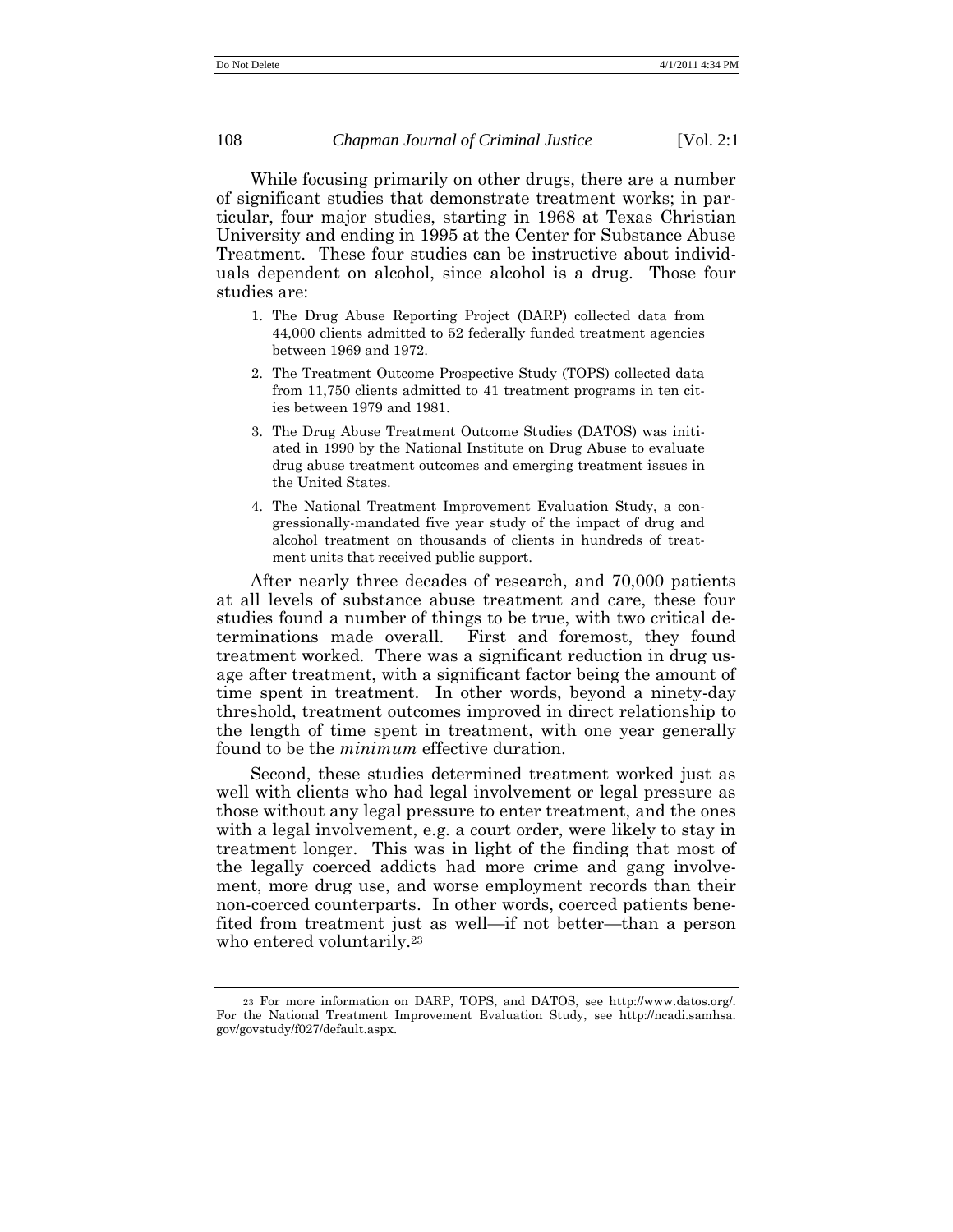While focusing primarily on other drugs, there are a number of significant studies that demonstrate treatment works; in particular, four major studies, starting in 1968 at Texas Christian University and ending in 1995 at the Center for Substance Abuse Treatment. These four studies can be instructive about individuals dependent on alcohol, since alcohol is a drug. Those four studies are:

1. The Drug Abuse Reporting Project (DARP) collected data from 44,000 clients admitted to 52 federally funded treatment agencies between 1969 and 1972.
2. The Treatment Outcome Prospective Study (TOPS) collected data from 11,750 clients admitted to 41 treatment programs in ten cities between 1979 and 1981.
3. The Drug Abuse Treatment Outcome Studies (DATOS) was initiated in 1990 by the National Institute on Drug Abuse to evaluate drug abuse treatment outcomes and emerging treatment issues in the United States.
4. The National Treatment Improvement Evaluation Study, a congressionally-mandated five year study of the impact of drug and alcohol treatment on thousands of clients in hundreds of treatment units that received public support.

After nearly three decades of research, and 70,000 patients at all levels of substance abuse treatment and care, these four studies found a number of things to be true, with two critical determinations made overall. First and foremost, they found treatment worked. There was a significant reduction in drug usage after treatment, with a significant factor being the amount of time spent in treatment. In other words, beyond a ninety-day threshold, treatment outcomes improved in direct relationship to the length of time spent in treatment, with one year generally found to be the *minimum* effective duration.

Second, these studies determined treatment worked just as well with clients who had legal involvement or legal pressure as those without any legal pressure to enter treatment, and the ones with a legal involvement, e.g. a court order, were likely to stay in treatment longer. This was in light of the finding that most of the legally coerced addicts had more crime and gang involvement, more drug use, and worse employment records than their non-coerced counterparts. In other words, coerced patients benefited from treatment just as well—if not better—than a person who entered voluntarily.[23]

[23] For more information on DARP, TOPS, and DATOS, see http://www.datos.org/. For the National Treatment Improvement Evaluation Study, see http://ncadi.samhsa.gov/govstudy/f027/default.aspx.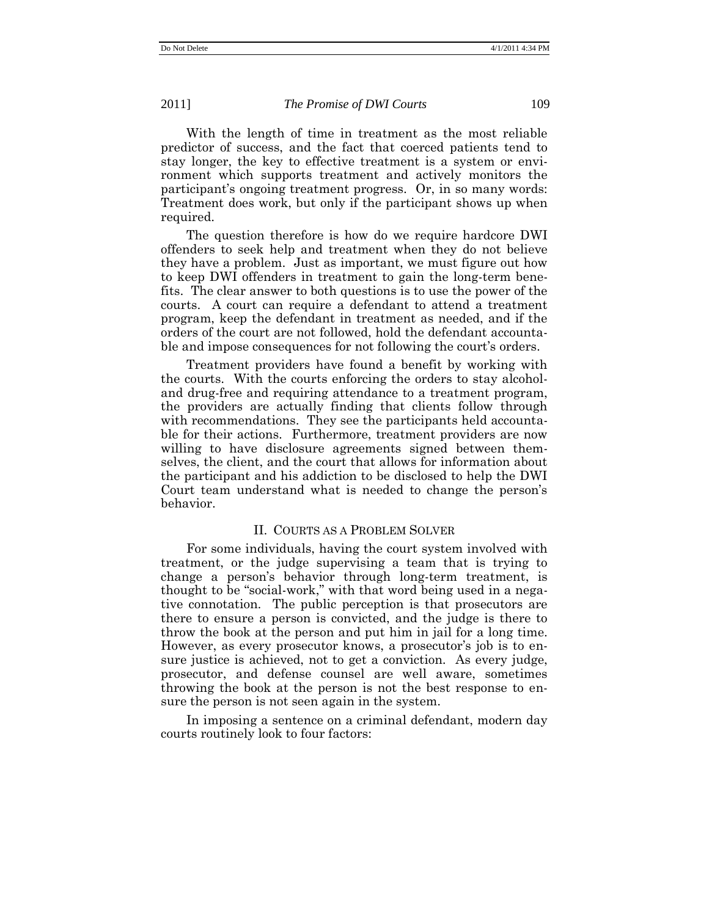With the length of time in treatment as the most reliable predictor of success, and the fact that coerced patients tend to stay longer, the key to effective treatment is a system or environment which supports treatment and actively monitors the participant's ongoing treatment progress. Or, in so many words: Treatment does work, but only if the participant shows up when required.

The question therefore is how do we require hardcore DWI offenders to seek help and treatment when they do not believe they have a problem. Just as important, we must figure out how to keep DWI offenders in treatment to gain the long-term benefits. The clear answer to both questions is to use the power of the courts. A court can require a defendant to attend a treatment program, keep the defendant in treatment as needed, and if the orders of the court are not followed, hold the defendant accountable and impose consequences for not following the court's orders.

Treatment providers have found a benefit by working with the courts. With the courts enforcing the orders to stay alcohol- and drug-free and requiring attendance to a treatment program, the providers are actually finding that clients follow through with recommendations. They see the participants held accountable for their actions. Furthermore, treatment providers are now willing to have disclosure agreements signed between themselves, the client, and the court that allows for information about the participant and his addiction to be disclosed to help the DWI Court team understand what is needed to change the person's behavior.

## II. COURTS AS A PROBLEM SOLVER

For some individuals, having the court system involved with treatment, or the judge supervising a team that is trying to change a person's behavior through long-term treatment, is thought to be "social-work," with that word being used in a negative connotation. The public perception is that prosecutors are there to ensure a person is convicted, and the judge is there to throw the book at the person and put him in jail for a long time. However, as every prosecutor knows, a prosecutor's job is to ensure justice is achieved, not to get a conviction. As every judge, prosecutor, and defense counsel are well aware, sometimes throwing the book at the person is not the best response to ensure the person is not seen again in the system.

In imposing a sentence on a criminal defendant, modern day courts routinely look to four factors: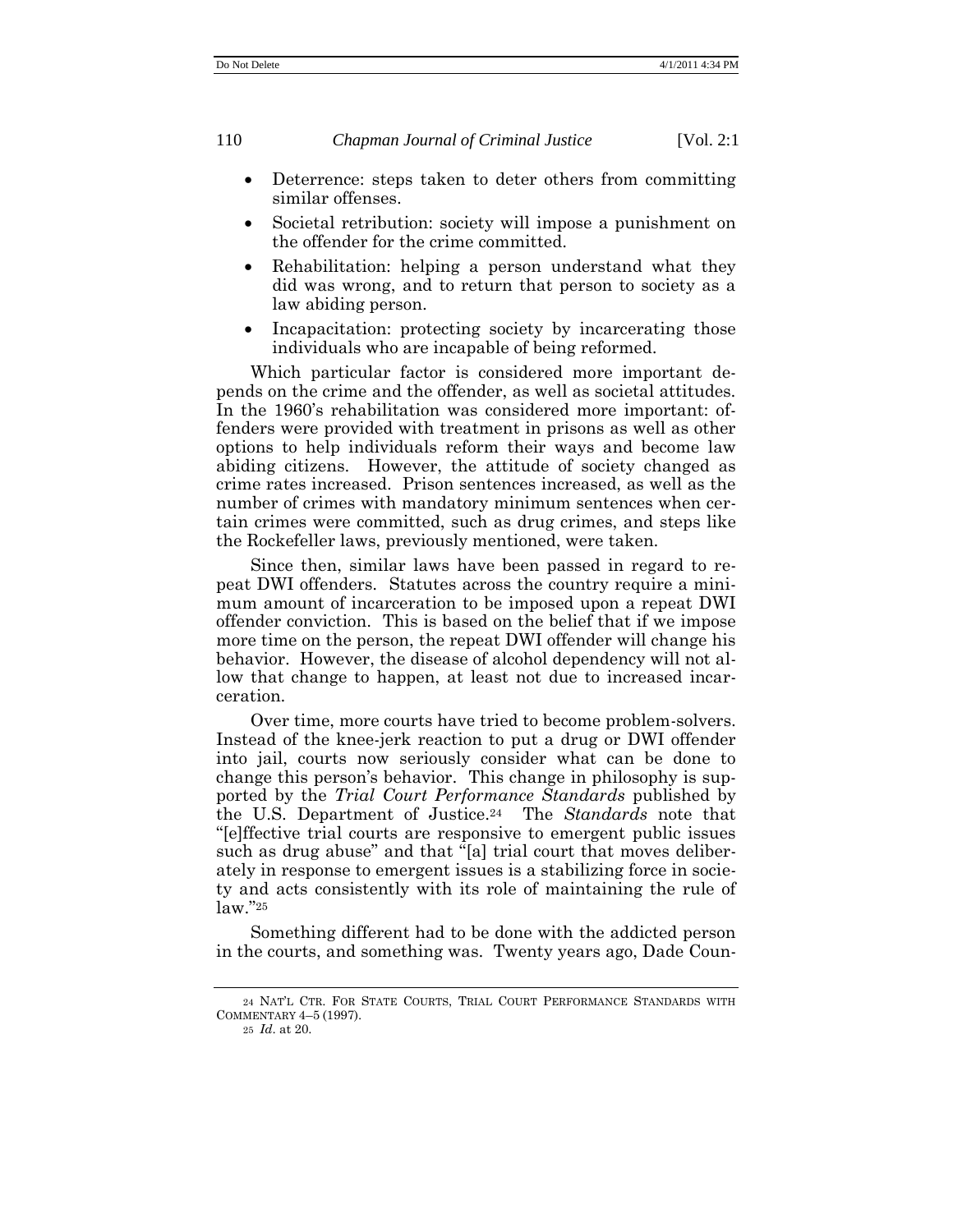- Deterrence: steps taken to deter others from committing similar offenses.
- Societal retribution: society will impose a punishment on the offender for the crime committed.
- Rehabilitation: helping a person understand what they did was wrong, and to return that person to society as a law abiding person.
- Incapacitation: protecting society by incarcerating those individuals who are incapable of being reformed.

Which particular factor is considered more important depends on the crime and the offender, as well as societal attitudes. In the 1960's rehabilitation was considered more important: offenders were provided with treatment in prisons as well as other options to help individuals reform their ways and become law abiding citizens. However, the attitude of society changed as crime rates increased. Prison sentences increased, as well as the number of crimes with mandatory minimum sentences when certain crimes were committed, such as drug crimes, and steps like the Rockefeller laws, previously mentioned, were taken.

Since then, similar laws have been passed in regard to repeat DWI offenders. Statutes across the country require a minimum amount of incarceration to be imposed upon a repeat DWI offender conviction. This is based on the belief that if we impose more time on the person, the repeat DWI offender will change his behavior. However, the disease of alcohol dependency will not allow that change to happen, at least not due to increased incarceration.

Over time, more courts have tried to become problem-solvers. Instead of the knee-jerk reaction to put a drug or DWI offender into jail, courts now seriously consider what can be done to change this person's behavior. This change in philosophy is supported by the *Trial Court Performance Standards* published by the U.S. Department of Justice.[24] The *Standards* note that "[e]ffective trial courts are responsive to emergent public issues such as drug abuse" and that "[a] trial court that moves deliberately in response to emergent issues is a stabilizing force in society and acts consistently with its role of maintaining the rule of law."[25]

Something different had to be done with the addicted person in the courts, and something was. Twenty years ago, Dade Coun-

[24] NAT'L CTR. FOR STATE COURTS, TRIAL COURT PERFORMANCE STANDARDS WITH COMMENTARY 4–5 (1997).

[25] *Id*. at 20.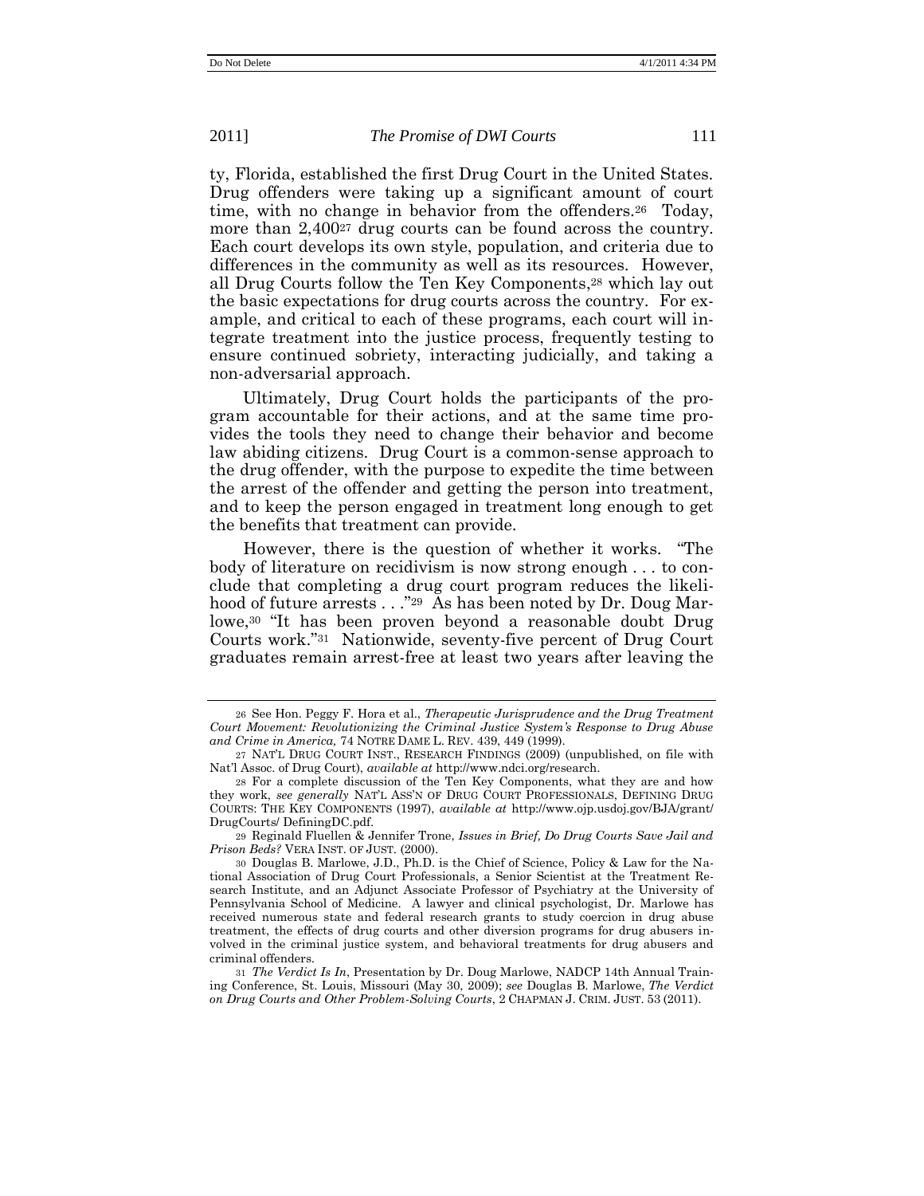ty, Florida, established the first Drug Court in the United States. Drug offenders were taking up a significant amount of court time, with no change in behavior from the offenders.[26] Today, more than 2,400[27] drug courts can be found across the country. Each court develops its own style, population, and criteria due to differences in the community as well as its resources. However, all Drug Courts follow the Ten Key Components,[28] which lay out the basic expectations for drug courts across the country. For example, and critical to each of these programs, each court will integrate treatment into the justice process, frequently testing to ensure continued sobriety, interacting judicially, and taking a non-adversarial approach.

Ultimately, Drug Court holds the participants of the program accountable for their actions, and at the same time provides the tools they need to change their behavior and become law abiding citizens. Drug Court is a common-sense approach to the drug offender, with the purpose to expedite the time between the arrest of the offender and getting the person into treatment, and to keep the person engaged in treatment long enough to get the benefits that treatment can provide.

However, there is the question of whether it works. "The body of literature on recidivism is now strong enough . . . to conclude that completing a drug court program reduces the likelihood of future arrests . . ."[29] As has been noted by Dr. Doug Marlowe,[30] "It has been proven beyond a reasonable doubt Drug Courts work."[31] Nationwide, seventy-five percent of Drug Court graduates remain arrest-free at least two years after leaving the

---

26 See Hon. Peggy F. Hora et al., *Therapeutic Jurisprudence and the Drug Treatment Court Movement: Revolutionizing the Criminal Justice System's Response to Drug Abuse and Crime in America,* 74 NOTRE DAME L. REV. 439, 449 (1999).

27 NAT'L DRUG COURT INST., RESEARCH FINDINGS (2009) (unpublished, on file with Nat'l Assoc. of Drug Court), *available at* http://www.ndci.org/research.

28 For a complete discussion of the Ten Key Components, what they are and how they work, *see generally* NAT'L ASS'N OF DRUG COURT PROFESSIONALS, DEFINING DRUG COURTS: THE KEY COMPONENTS (1997), *available at* http://www.ojp.usdoj.gov/BJA/grant/DrugCourts/ DefiningDC.pdf.

29 Reginald Fluellen & Jennifer Trone, *Issues in Brief, Do Drug Courts Save Jail and Prison Beds?* VERA INST. OF JUST. (2000).

30 Douglas B. Marlowe, J.D., Ph.D. is the Chief of Science, Policy & Law for the National Association of Drug Court Professionals, a Senior Scientist at the Treatment Research Institute, and an Adjunct Associate Professor of Psychiatry at the University of Pennsylvania School of Medicine. A lawyer and clinical psychologist, Dr. Marlowe has received numerous state and federal research grants to study coercion in drug abuse treatment, the effects of drug courts and other diversion programs for drug abusers involved in the criminal justice system, and behavioral treatments for drug abusers and criminal offenders.

31 *The Verdict Is In*, Presentation by Dr. Doug Marlowe, NADCP 14th Annual Training Conference, St. Louis, Missouri (May 30, 2009); *see* Douglas B. Marlowe, *The Verdict on Drug Courts and Other Problem-Solving Courts*, 2 CHAPMAN J. CRIM. JUST. 53 (2011).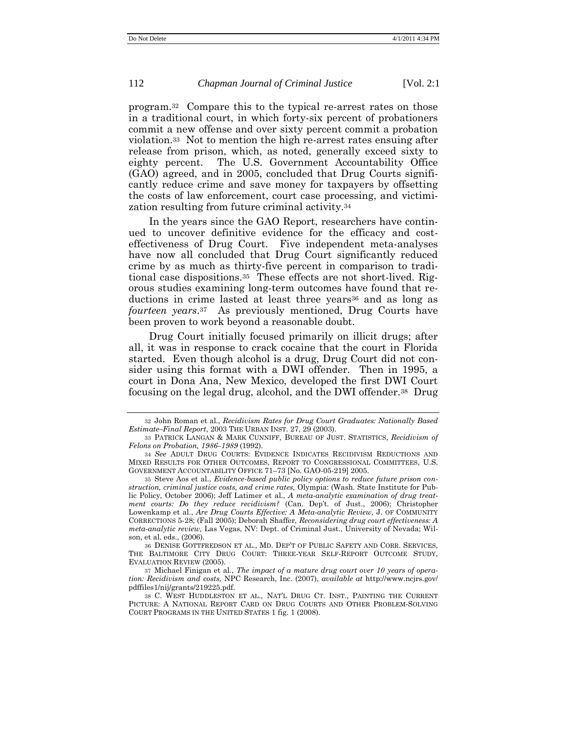program.[32] Compare this to the typical re-arrest rates on those in a traditional court, in which forty-six percent of probationers commit a new offense and over sixty percent commit a probation violation.[33] Not to mention the high re-arrest rates ensuing after release from prison, which, as noted, generally exceed sixty to eighty percent. The U.S. Government Accountability Office (GAO) agreed, and in 2005, concluded that Drug Courts significantly reduce crime and save money for taxpayers by offsetting the costs of law enforcement, court case processing, and victimization resulting from future criminal activity.[34]

In the years since the GAO Report, researchers have continued to uncover definitive evidence for the efficacy and cost-effectiveness of Drug Court. Five independent meta-analyses have now all concluded that Drug Court significantly reduced crime by as much as thirty-five percent in comparison to traditional case dispositions.[35] These effects are not short-lived. Rigorous studies examining long-term outcomes have found that reductions in crime lasted at least three years[36] and as long as *fourteen years*.[37] As previously mentioned, Drug Courts have been proven to work beyond a reasonable doubt.

Drug Court initially focused primarily on illicit drugs; after all, it was in response to crack cocaine that the court in Florida started. Even though alcohol is a drug, Drug Court did not consider using this format with a DWI offender. Then in 1995, a court in Dona Ana, New Mexico, developed the first DWI Court focusing on the legal drug, alcohol, and the DWI offender.[38] Drug

---

[32] John Roman et al., *Recidivism Rates for Drug Court Graduates: Nationally Based Estimate–Final Report*, 2003 THE URBAN INST. 27, 29 (2003).

[33] PATRICK LANGAN & MARK CUNNIFF, BUREAU OF JUST. STATISTICS, *Recidivism of Felons on Probation, 1986–1989* (1992).

[34] *See* ADULT DRUG COURTS: EVIDENCE INDICATES RECIDIVISM REDUCTIONS AND MIXED RESULTS FOR OTHER OUTCOMES, REPORT TO CONGRESSIONAL COMMITTEES, U.S. GOVERNMENT ACCOUNTABILITY OFFICE 71–73 [No. GAO-05-219] 2005.

[35] Steve Aos et al., *Evidence-based public policy options to reduce future prison construction, criminal justice costs, and crime rates,* Olympia: (Wash. State Institute for Public Policy, October 2006); Jeff Latimer et al., *A meta-analytic examination of drug treatment courts: Do they reduce recidivism?* (Can. Dep't. of Just., 2006); Christopher Lowenkamp et al., *Are Drug Courts Effective: A Meta-analytic Review,* J. OF COMMUNITY CORRECTIONS 5-28; (Fall 2005); Deborah Shaffer, *Reconsidering drug court effectiveness: A meta-analytic review,* Las Vegas, NV: Dept. of Criminal Just., University of Nevada; Wilson, et al. eds., (2006).

[36] DENISE GOTTFREDSON ET AL., MD. DEP'T OF PUBLIC SAFETY AND CORR. SERVICES, THE BALTIMORE CITY DRUG COURT: THREE-YEAR SELF-REPORT OUTCOME STUDY, EVALUATION REVIEW (2005).

[37] Michael Finigan et al., *The impact of a mature drug court over 10 years of operation: Recidivism and costs,* NPC Research, Inc. (2007), *available at* http://www.ncjrs.gov/pdffiles1/nij/grants/219225.pdf.

[38] C. WEST HUDDLESTON ET AL., NAT'L DRUG CT. INST., PAINTING THE CURRENT PICTURE: A NATIONAL REPORT CARD ON DRUG COURTS AND OTHER PROBLEM-SOLVING COURT PROGRAMS IN THE UNITED STATES 1 fig. 1 (2008).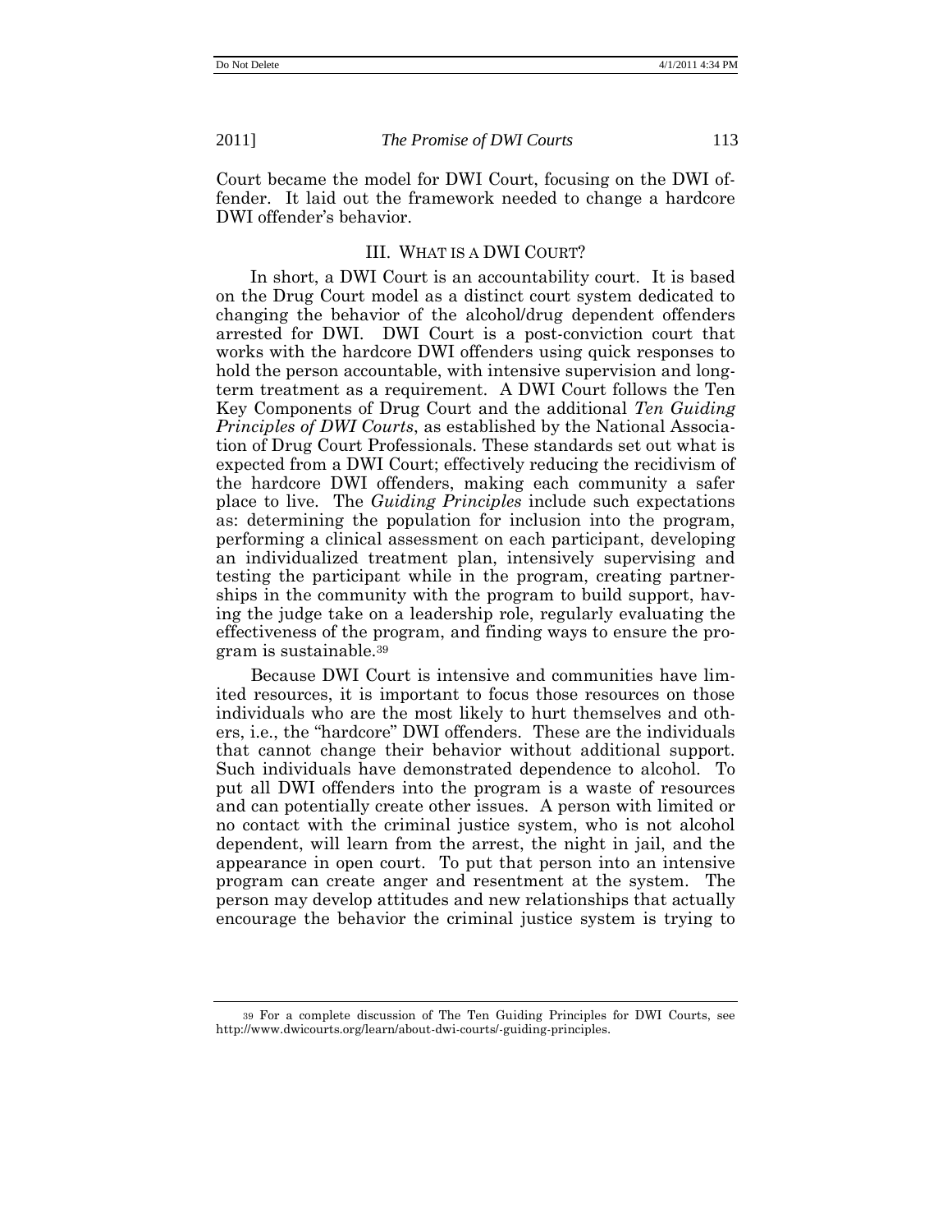Court became the model for DWI Court, focusing on the DWI offender. It laid out the framework needed to change a hardcore DWI offender's behavior.

## III. WHAT IS A DWI COURT?

In short, a DWI Court is an accountability court. It is based on the Drug Court model as a distinct court system dedicated to changing the behavior of the alcohol/drug dependent offenders arrested for DWI. DWI Court is a post-conviction court that works with the hardcore DWI offenders using quick responses to hold the person accountable, with intensive supervision and long-term treatment as a requirement. A DWI Court follows the Ten Key Components of Drug Court and the additional *Ten Guiding Principles of DWI Courts*, as established by the National Association of Drug Court Professionals. These standards set out what is expected from a DWI Court; effectively reducing the recidivism of the hardcore DWI offenders, making each community a safer place to live. The *Guiding Principles* include such expectations as: determining the population for inclusion into the program, performing a clinical assessment on each participant, developing an individualized treatment plan, intensively supervising and testing the participant while in the program, creating partnerships in the community with the program to build support, having the judge take on a leadership role, regularly evaluating the effectiveness of the program, and finding ways to ensure the program is sustainable.[39]

Because DWI Court is intensive and communities have limited resources, it is important to focus those resources on those individuals who are the most likely to hurt themselves and others, i.e., the "hardcore" DWI offenders. These are the individuals that cannot change their behavior without additional support. Such individuals have demonstrated dependence to alcohol. To put all DWI offenders into the program is a waste of resources and can potentially create other issues. A person with limited or no contact with the criminal justice system, who is not alcohol dependent, will learn from the arrest, the night in jail, and the appearance in open court. To put that person into an intensive program can create anger and resentment at the system. The person may develop attitudes and new relationships that actually encourage the behavior the criminal justice system is trying to

---

[39] For a complete discussion of The Ten Guiding Principles for DWI Courts, see http://www.dwicourts.org/learn/about-dwi-courts/-guiding-principles.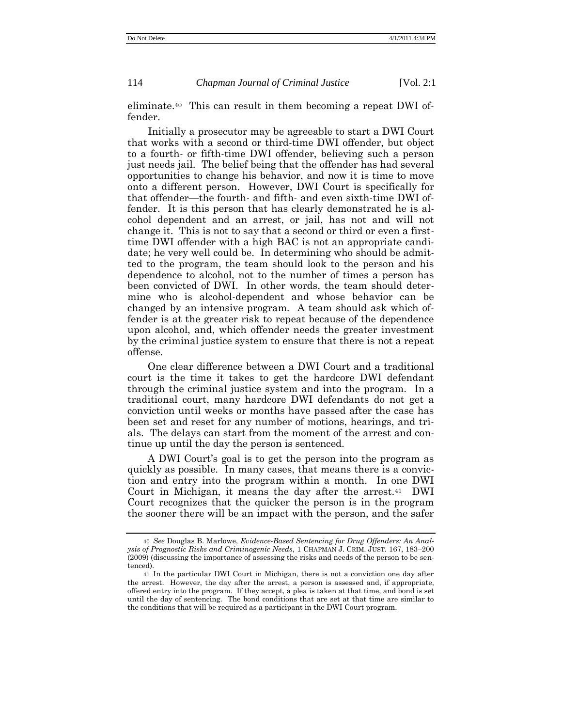eliminate.[40] This can result in them becoming a repeat DWI offender.

Initially a prosecutor may be agreeable to start a DWI Court that works with a second or third-time DWI offender, but object to a fourth- or fifth-time DWI offender, believing such a person just needs jail. The belief being that the offender has had several opportunities to change his behavior, and now it is time to move onto a different person. However, DWI Court is specifically for that offender—the fourth- and fifth- and even sixth-time DWI offender. It is this person that has clearly demonstrated he is alcohol dependent and an arrest, or jail, has not and will not change it. This is not to say that a second or third or even a first-time DWI offender with a high BAC is not an appropriate candidate; he very well could be. In determining who should be admitted to the program, the team should look to the person and his dependence to alcohol, not to the number of times a person has been convicted of DWI. In other words, the team should determine who is alcohol-dependent and whose behavior can be changed by an intensive program. A team should ask which offender is at the greater risk to repeat because of the dependence upon alcohol, and, which offender needs the greater investment by the criminal justice system to ensure that there is not a repeat offense.

One clear difference between a DWI Court and a traditional court is the time it takes to get the hardcore DWI defendant through the criminal justice system and into the program. In a traditional court, many hardcore DWI defendants do not get a conviction until weeks or months have passed after the case has been set and reset for any number of motions, hearings, and trials. The delays can start from the moment of the arrest and continue up until the day the person is sentenced.

A DWI Court's goal is to get the person into the program as quickly as possible. In many cases, that means there is a conviction and entry into the program within a month. In one DWI Court in Michigan, it means the day after the arrest.[41] DWI Court recognizes that the quicker the person is in the program the sooner there will be an impact with the person, and the safer

---

[40] *See* Douglas B. Marlowe, *Evidence-Based Sentencing for Drug Offenders: An Analysis of Prognostic Risks and Criminogenic Needs*, 1 CHAPMAN J. CRIM. JUST. 167, 183–200 (2009) (discussing the importance of assessing the risks and needs of the person to be sentenced).

[41] In the particular DWI Court in Michigan, there is not a conviction one day after the arrest. However, the day after the arrest, a person is assessed and, if appropriate, offered entry into the program. If they accept, a plea is taken at that time, and bond is set until the day of sentencing. The bond conditions that are set at that time are similar to the conditions that will be required as a participant in the DWI Court program.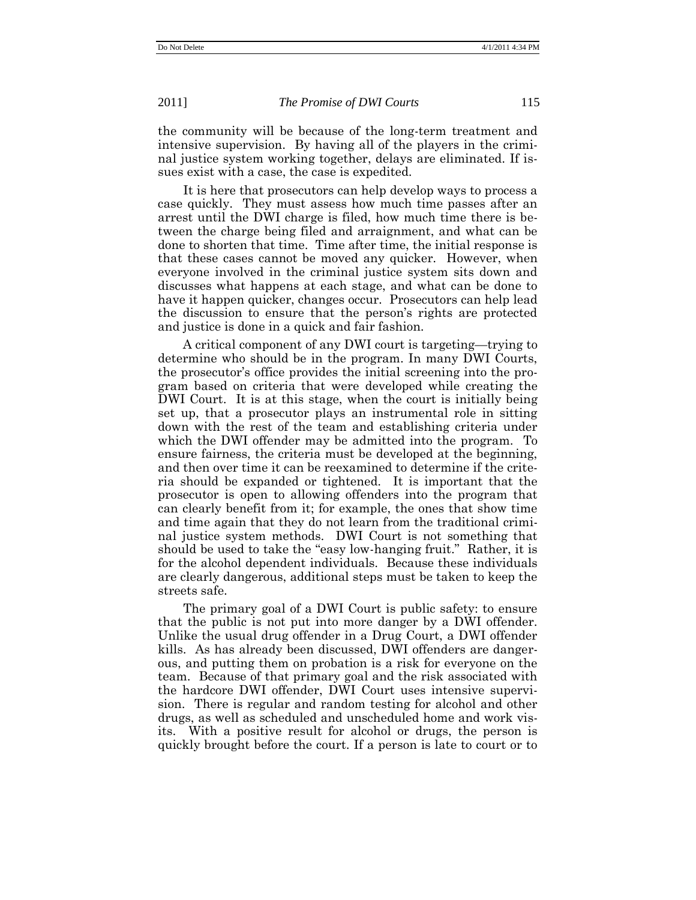the community will be because of the long-term treatment and intensive supervision. By having all of the players in the criminal justice system working together, delays are eliminated. If issues exist with a case, the case is expedited.

It is here that prosecutors can help develop ways to process a case quickly. They must assess how much time passes after an arrest until the DWI charge is filed, how much time there is between the charge being filed and arraignment, and what can be done to shorten that time. Time after time, the initial response is that these cases cannot be moved any quicker. However, when everyone involved in the criminal justice system sits down and discusses what happens at each stage, and what can be done to have it happen quicker, changes occur. Prosecutors can help lead the discussion to ensure that the person's rights are protected and justice is done in a quick and fair fashion.

A critical component of any DWI court is targeting—trying to determine who should be in the program. In many DWI Courts, the prosecutor's office provides the initial screening into the program based on criteria that were developed while creating the DWI Court. It is at this stage, when the court is initially being set up, that a prosecutor plays an instrumental role in sitting down with the rest of the team and establishing criteria under which the DWI offender may be admitted into the program. To ensure fairness, the criteria must be developed at the beginning, and then over time it can be reexamined to determine if the criteria should be expanded or tightened. It is important that the prosecutor is open to allowing offenders into the program that can clearly benefit from it; for example, the ones that show time and time again that they do not learn from the traditional criminal justice system methods. DWI Court is not something that should be used to take the "easy low-hanging fruit." Rather, it is for the alcohol dependent individuals. Because these individuals are clearly dangerous, additional steps must be taken to keep the streets safe.

The primary goal of a DWI Court is public safety: to ensure that the public is not put into more danger by a DWI offender. Unlike the usual drug offender in a Drug Court, a DWI offender kills. As has already been discussed, DWI offenders are dangerous, and putting them on probation is a risk for everyone on the team. Because of that primary goal and the risk associated with the hardcore DWI offender, DWI Court uses intensive supervision. There is regular and random testing for alcohol and other drugs, as well as scheduled and unscheduled home and work visits. With a positive result for alcohol or drugs, the person is quickly brought before the court. If a person is late to court or to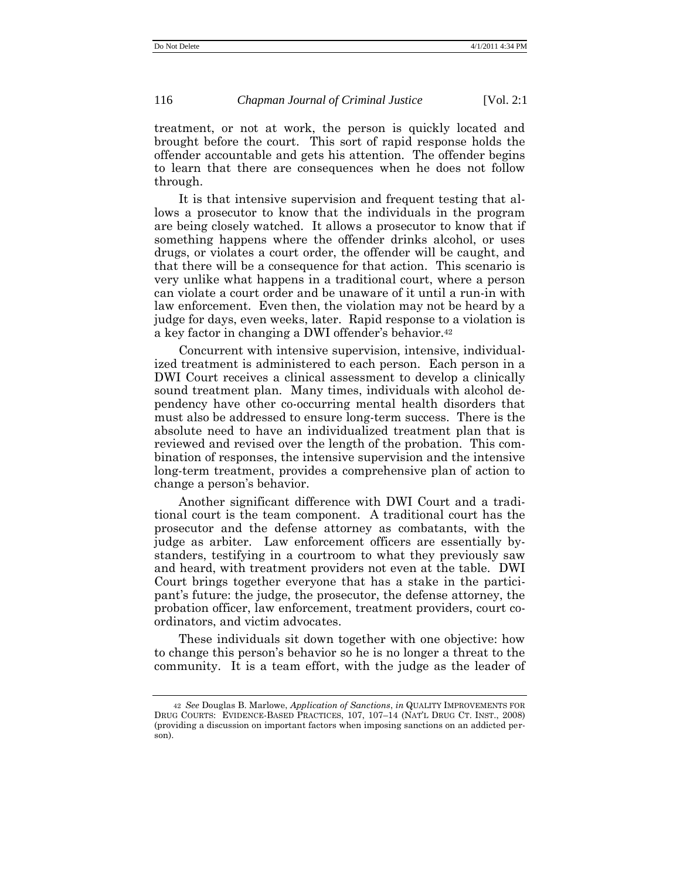treatment, or not at work, the person is quickly located and brought before the court. This sort of rapid response holds the offender accountable and gets his attention. The offender begins to learn that there are consequences when he does not follow through.

It is that intensive supervision and frequent testing that allows a prosecutor to know that the individuals in the program are being closely watched. It allows a prosecutor to know that if something happens where the offender drinks alcohol, or uses drugs, or violates a court order, the offender will be caught, and that there will be a consequence for that action. This scenario is very unlike what happens in a traditional court, where a person can violate a court order and be unaware of it until a run-in with law enforcement. Even then, the violation may not be heard by a judge for days, even weeks, later. Rapid response to a violation is a key factor in changing a DWI offender's behavior.[42]

Concurrent with intensive supervision, intensive, individualized treatment is administered to each person. Each person in a DWI Court receives a clinical assessment to develop a clinically sound treatment plan. Many times, individuals with alcohol dependency have other co-occurring mental health disorders that must also be addressed to ensure long-term success. There is the absolute need to have an individualized treatment plan that is reviewed and revised over the length of the probation. This combination of responses, the intensive supervision and the intensive long-term treatment, provides a comprehensive plan of action to change a person's behavior.

Another significant difference with DWI Court and a traditional court is the team component. A traditional court has the prosecutor and the defense attorney as combatants, with the judge as arbiter. Law enforcement officers are essentially bystanders, testifying in a courtroom to what they previously saw and heard, with treatment providers not even at the table. DWI Court brings together everyone that has a stake in the participant's future: the judge, the prosecutor, the defense attorney, the probation officer, law enforcement, treatment providers, court coordinators, and victim advocates.

These individuals sit down together with one objective: how to change this person's behavior so he is no longer a threat to the community. It is a team effort, with the judge as the leader of

---

[42] *See* Douglas B. Marlowe, *Application of Sanctions*, *in* QUALITY IMPROVEMENTS FOR DRUG COURTS: EVIDENCE-BASED PRACTICES, 107, 107–14 (NAT'L DRUG CT. INST., 2008) (providing a discussion on important factors when imposing sanctions on an addicted person).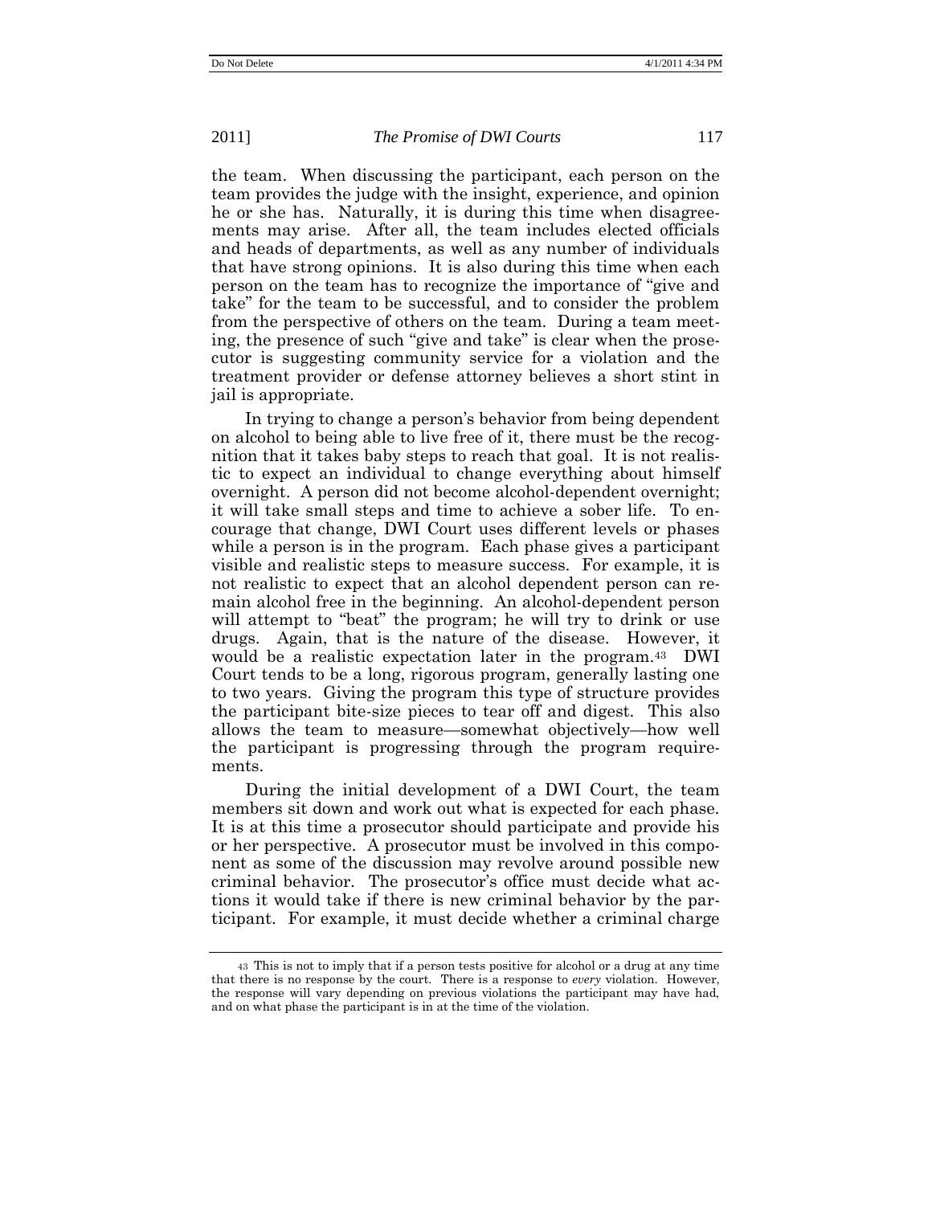the team. When discussing the participant, each person on the team provides the judge with the insight, experience, and opinion he or she has. Naturally, it is during this time when disagreements may arise. After all, the team includes elected officials and heads of departments, as well as any number of individuals that have strong opinions. It is also during this time when each person on the team has to recognize the importance of "give and take" for the team to be successful, and to consider the problem from the perspective of others on the team. During a team meeting, the presence of such "give and take" is clear when the prosecutor is suggesting community service for a violation and the treatment provider or defense attorney believes a short stint in jail is appropriate.

In trying to change a person's behavior from being dependent on alcohol to being able to live free of it, there must be the recognition that it takes baby steps to reach that goal. It is not realistic to expect an individual to change everything about himself overnight. A person did not become alcohol-dependent overnight; it will take small steps and time to achieve a sober life. To encourage that change, DWI Court uses different levels or phases while a person is in the program. Each phase gives a participant visible and realistic steps to measure success. For example, it is not realistic to expect that an alcohol dependent person can remain alcohol free in the beginning. An alcohol-dependent person will attempt to "beat" the program; he will try to drink or use drugs. Again, that is the nature of the disease. However, it would be a realistic expectation later in the program.[43] DWI Court tends to be a long, rigorous program, generally lasting one to two years. Giving the program this type of structure provides the participant bite-size pieces to tear off and digest. This also allows the team to measure—somewhat objectively—how well the participant is progressing through the program requirements.

During the initial development of a DWI Court, the team members sit down and work out what is expected for each phase. It is at this time a prosecutor should participate and provide his or her perspective. A prosecutor must be involved in this component as some of the discussion may revolve around possible new criminal behavior. The prosecutor's office must decide what actions it would take if there is new criminal behavior by the participant. For example, it must decide whether a criminal charge

---

[43] This is not to imply that if a person tests positive for alcohol or a drug at any time that there is no response by the court. There is a response to *every* violation. However, the response will vary depending on previous violations the participant may have had, and on what phase the participant is in at the time of the violation.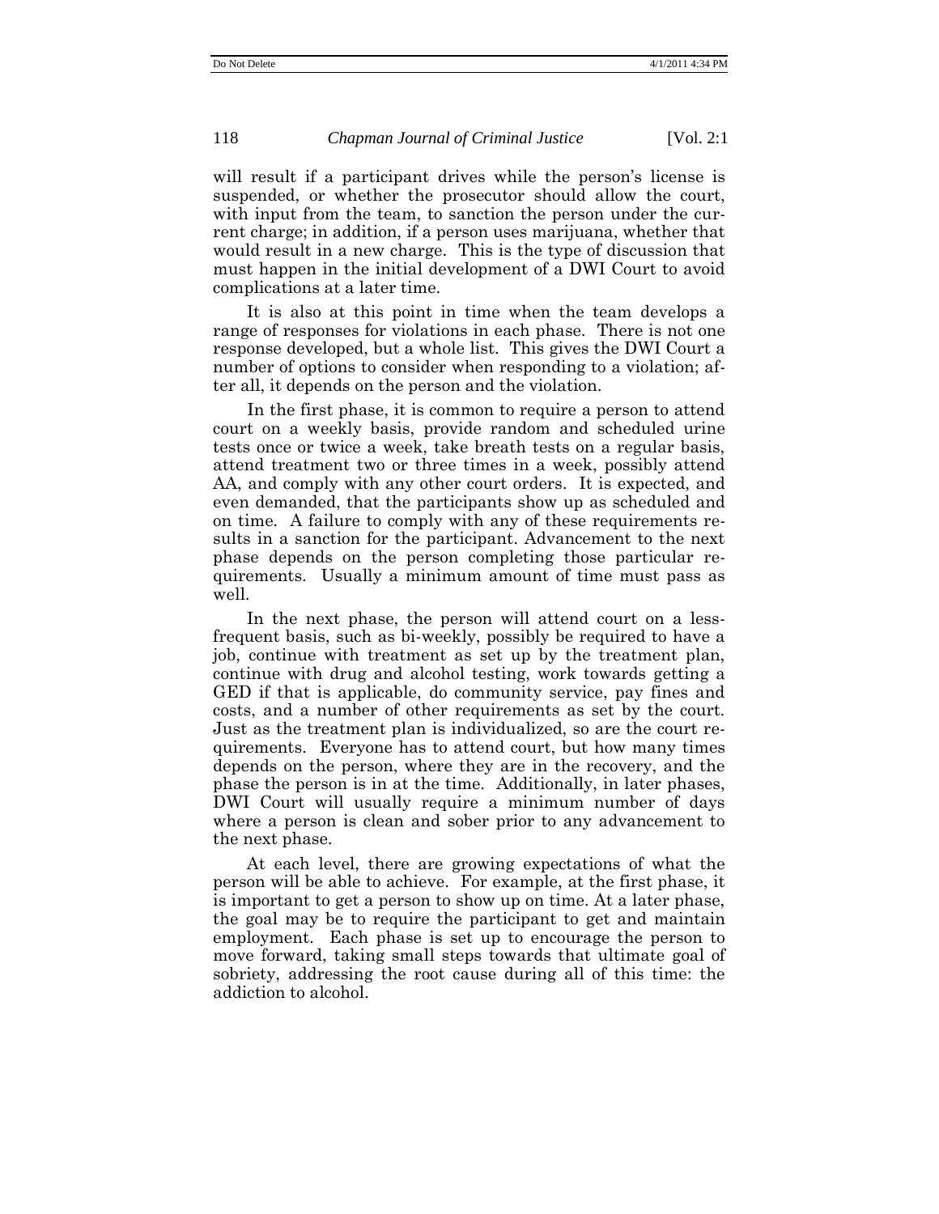will result if a participant drives while the person's license is suspended, or whether the prosecutor should allow the court, with input from the team, to sanction the person under the current charge; in addition, if a person uses marijuana, whether that would result in a new charge. This is the type of discussion that must happen in the initial development of a DWI Court to avoid complications at a later time.

It is also at this point in time when the team develops a range of responses for violations in each phase. There is not one response developed, but a whole list. This gives the DWI Court a number of options to consider when responding to a violation; after all, it depends on the person and the violation.

In the first phase, it is common to require a person to attend court on a weekly basis, provide random and scheduled urine tests once or twice a week, take breath tests on a regular basis, attend treatment two or three times in a week, possibly attend AA, and comply with any other court orders. It is expected, and even demanded, that the participants show up as scheduled and on time. A failure to comply with any of these requirements results in a sanction for the participant. Advancement to the next phase depends on the person completing those particular requirements. Usually a minimum amount of time must pass as well.

In the next phase, the person will attend court on a less-frequent basis, such as bi-weekly, possibly be required to have a job, continue with treatment as set up by the treatment plan, continue with drug and alcohol testing, work towards getting a GED if that is applicable, do community service, pay fines and costs, and a number of other requirements as set by the court. Just as the treatment plan is individualized, so are the court requirements. Everyone has to attend court, but how many times depends on the person, where they are in the recovery, and the phase the person is in at the time. Additionally, in later phases, DWI Court will usually require a minimum number of days where a person is clean and sober prior to any advancement to the next phase.

At each level, there are growing expectations of what the person will be able to achieve. For example, at the first phase, it is important to get a person to show up on time. At a later phase, the goal may be to require the participant to get and maintain employment. Each phase is set up to encourage the person to move forward, taking small steps towards that ultimate goal of sobriety, addressing the root cause during all of this time: the addiction to alcohol.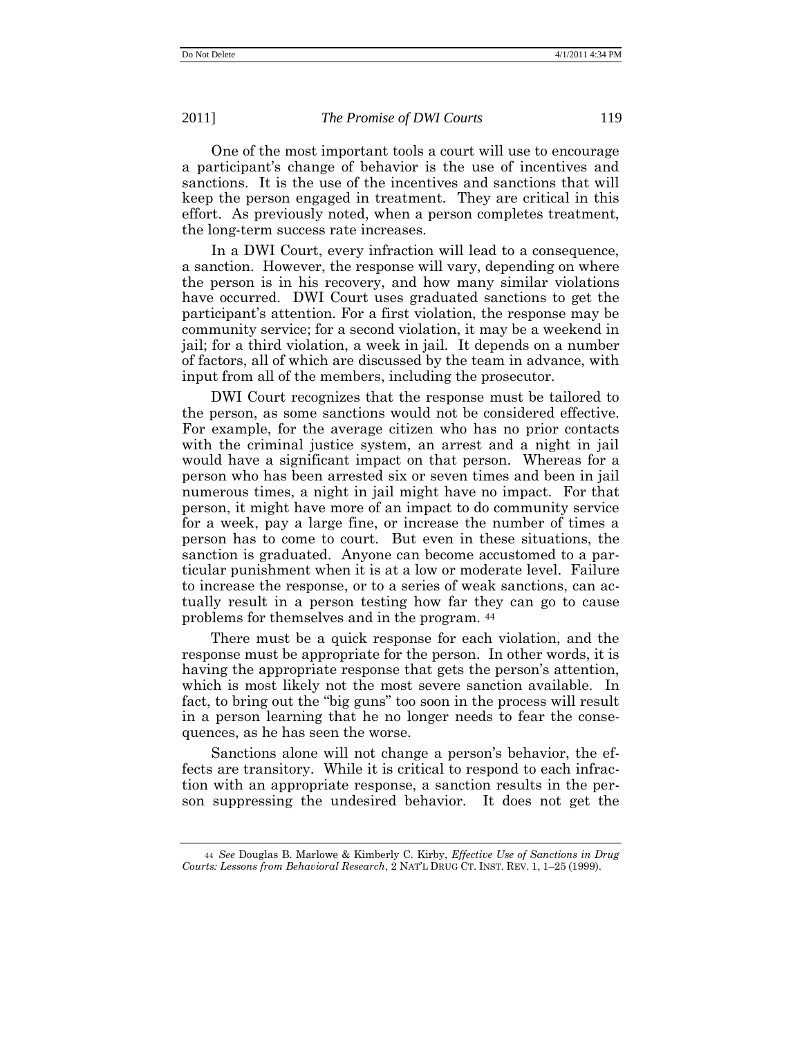One of the most important tools a court will use to encourage a participant's change of behavior is the use of incentives and sanctions. It is the use of the incentives and sanctions that will keep the person engaged in treatment. They are critical in this effort. As previously noted, when a person completes treatment, the long-term success rate increases.

In a DWI Court, every infraction will lead to a consequence, a sanction. However, the response will vary, depending on where the person is in his recovery, and how many similar violations have occurred. DWI Court uses graduated sanctions to get the participant's attention. For a first violation, the response may be community service; for a second violation, it may be a weekend in jail; for a third violation, a week in jail. It depends on a number of factors, all of which are discussed by the team in advance, with input from all of the members, including the prosecutor.

DWI Court recognizes that the response must be tailored to the person, as some sanctions would not be considered effective. For example, for the average citizen who has no prior contacts with the criminal justice system, an arrest and a night in jail would have a significant impact on that person. Whereas for a person who has been arrested six or seven times and been in jail numerous times, a night in jail might have no impact. For that person, it might have more of an impact to do community service for a week, pay a large fine, or increase the number of times a person has to come to court. But even in these situations, the sanction is graduated. Anyone can become accustomed to a particular punishment when it is at a low or moderate level. Failure to increase the response, or to a series of weak sanctions, can actually result in a person testing how far they can go to cause problems for themselves and in the program. [44]

There must be a quick response for each violation, and the response must be appropriate for the person. In other words, it is having the appropriate response that gets the person's attention, which is most likely not the most severe sanction available. In fact, to bring out the "big guns" too soon in the process will result in a person learning that he no longer needs to fear the consequences, as he has seen the worse.

Sanctions alone will not change a person's behavior, the effects are transitory. While it is critical to respond to each infraction with an appropriate response, a sanction results in the person suppressing the undesired behavior. It does not get the

---

[44] *See* Douglas B. Marlowe & Kimberly C. Kirby, *Effective Use of Sanctions in Drug Courts: Lessons from Behavioral Research*, 2 NAT'L DRUG CT. INST. REV. 1, 1–25 (1999).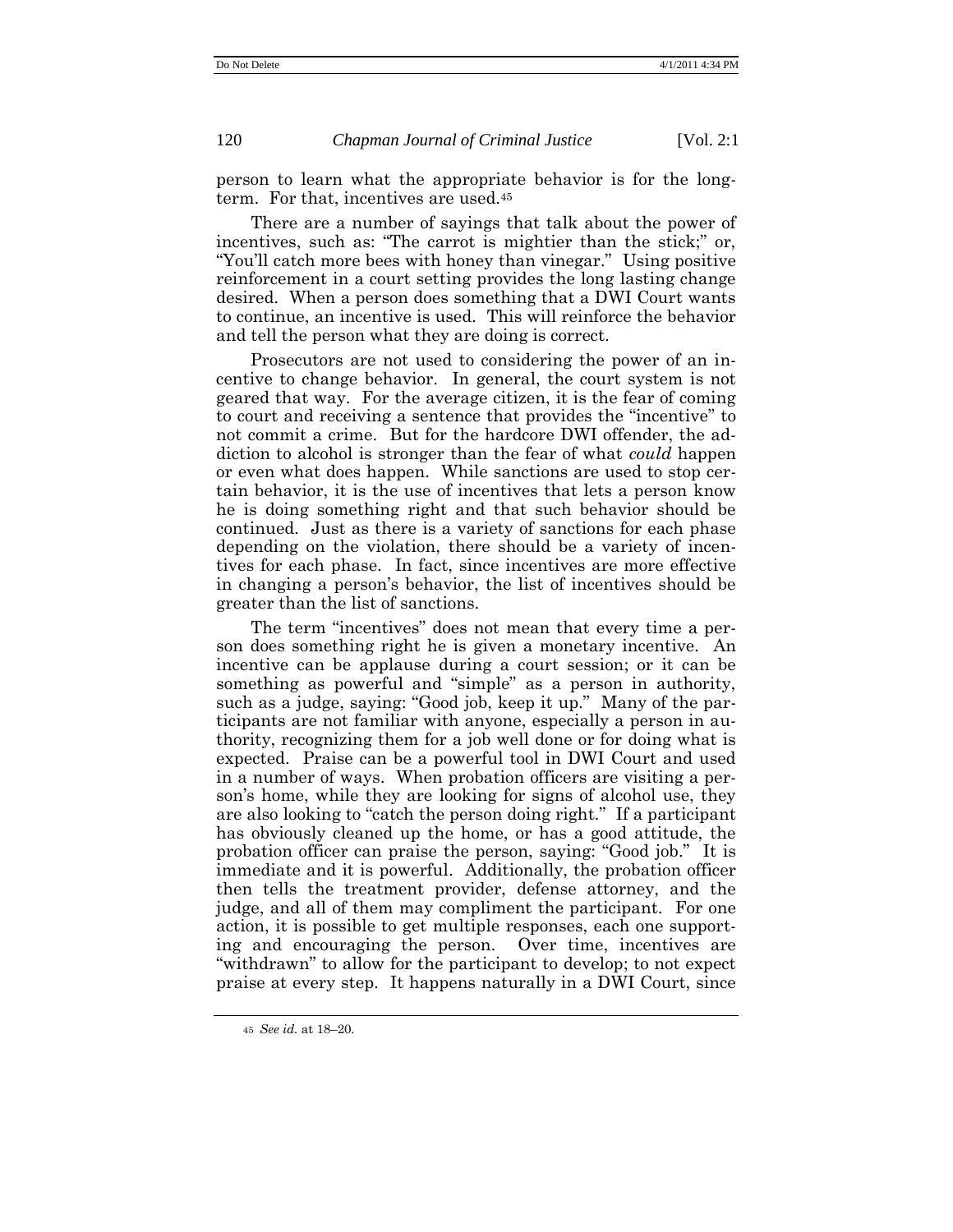person to learn what the appropriate behavior is for the long-term. For that, incentives are used.[45]

There are a number of sayings that talk about the power of incentives, such as: "The carrot is mightier than the stick;" or, "You'll catch more bees with honey than vinegar." Using positive reinforcement in a court setting provides the long lasting change desired. When a person does something that a DWI Court wants to continue, an incentive is used. This will reinforce the behavior and tell the person what they are doing is correct.

Prosecutors are not used to considering the power of an incentive to change behavior. In general, the court system is not geared that way. For the average citizen, it is the fear of coming to court and receiving a sentence that provides the "incentive" to not commit a crime. But for the hardcore DWI offender, the addiction to alcohol is stronger than the fear of what *could* happen or even what does happen. While sanctions are used to stop certain behavior, it is the use of incentives that lets a person know he is doing something right and that such behavior should be continued. Just as there is a variety of sanctions for each phase depending on the violation, there should be a variety of incentives for each phase. In fact, since incentives are more effective in changing a person's behavior, the list of incentives should be greater than the list of sanctions.

The term "incentives" does not mean that every time a person does something right he is given a monetary incentive. An incentive can be applause during a court session; or it can be something as powerful and "simple" as a person in authority, such as a judge, saying: "Good job, keep it up." Many of the participants are not familiar with anyone, especially a person in authority, recognizing them for a job well done or for doing what is expected. Praise can be a powerful tool in DWI Court and used in a number of ways. When probation officers are visiting a person's home, while they are looking for signs of alcohol use, they are also looking to "catch the person doing right." If a participant has obviously cleaned up the home, or has a good attitude, the probation officer can praise the person, saying: "Good job." It is immediate and it is powerful. Additionally, the probation officer then tells the treatment provider, defense attorney, and the judge, and all of them may compliment the participant. For one action, it is possible to get multiple responses, each one supporting and encouraging the person. Over time, incentives are "withdrawn" to allow for the participant to develop; to not expect praise at every step. It happens naturally in a DWI Court, since

---

[45] *See id.* at 18–20.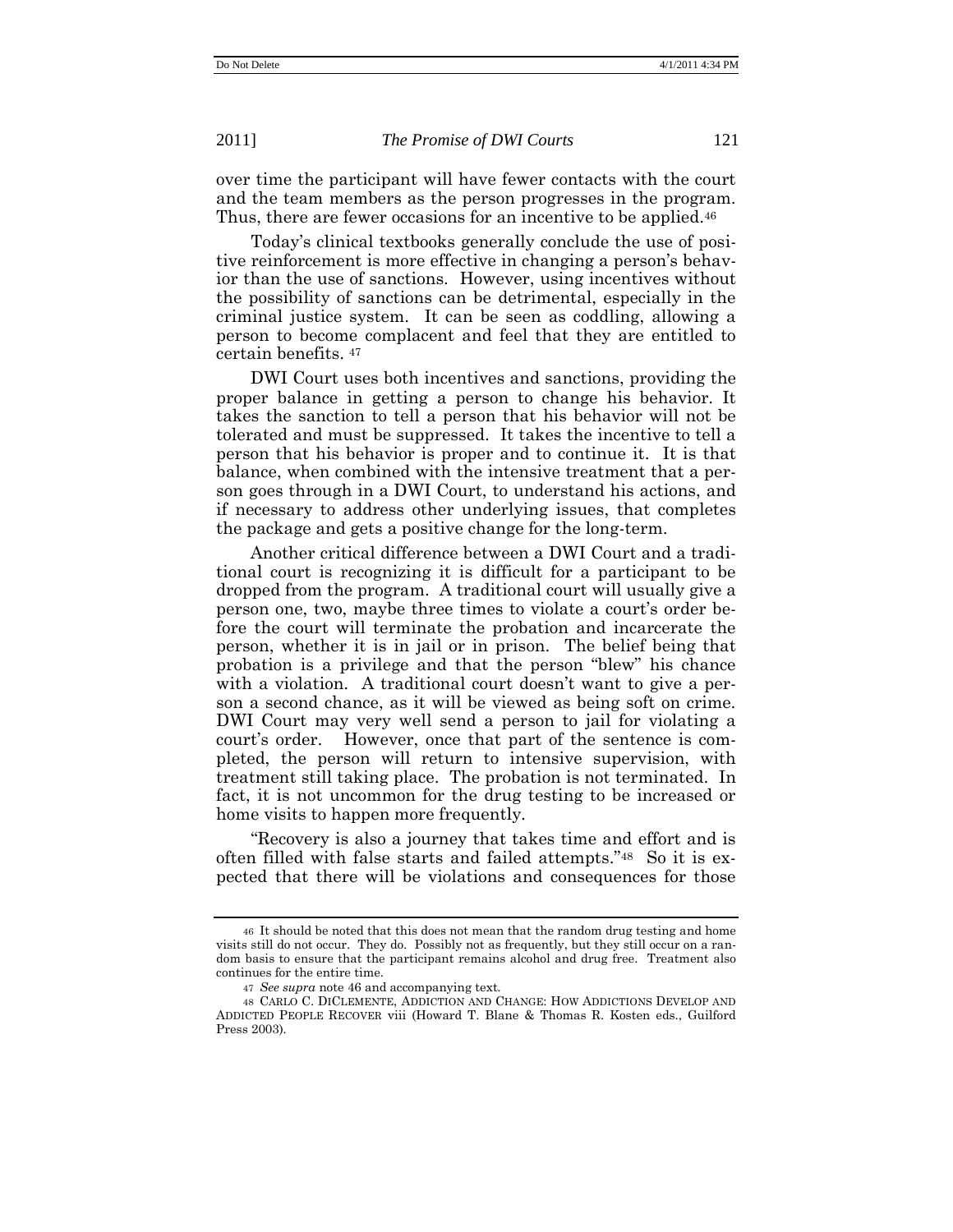over time the participant will have fewer contacts with the court and the team members as the person progresses in the program. Thus, there are fewer occasions for an incentive to be applied.[46]

Today's clinical textbooks generally conclude the use of positive reinforcement is more effective in changing a person's behavior than the use of sanctions. However, using incentives without the possibility of sanctions can be detrimental, especially in the criminal justice system. It can be seen as coddling, allowing a person to become complacent and feel that they are entitled to certain benefits. [47]

DWI Court uses both incentives and sanctions, providing the proper balance in getting a person to change his behavior. It takes the sanction to tell a person that his behavior will not be tolerated and must be suppressed. It takes the incentive to tell a person that his behavior is proper and to continue it. It is that balance, when combined with the intensive treatment that a person goes through in a DWI Court, to understand his actions, and if necessary to address other underlying issues, that completes the package and gets a positive change for the long-term.

Another critical difference between a DWI Court and a traditional court is recognizing it is difficult for a participant to be dropped from the program. A traditional court will usually give a person one, two, maybe three times to violate a court's order before the court will terminate the probation and incarcerate the person, whether it is in jail or in prison. The belief being that probation is a privilege and that the person "blew" his chance with a violation. A traditional court doesn't want to give a person a second chance, as it will be viewed as being soft on crime. DWI Court may very well send a person to jail for violating a court's order. However, once that part of the sentence is completed, the person will return to intensive supervision, with treatment still taking place. The probation is not terminated. In fact, it is not uncommon for the drug testing to be increased or home visits to happen more frequently.

"Recovery is also a journey that takes time and effort and is often filled with false starts and failed attempts."[48] So it is expected that there will be violations and consequences for those

---

[46] It should be noted that this does not mean that the random drug testing and home visits still do not occur. They do. Possibly not as frequently, but they still occur on a random basis to ensure that the participant remains alcohol and drug free. Treatment also continues for the entire time.

[47] *See supra* note 46 and accompanying text.

[48] CARLO C. DICLEMENTE, ADDICTION AND CHANGE: HOW ADDICTIONS DEVELOP AND ADDICTED PEOPLE RECOVER viii (Howard T. Blane & Thomas R. Kosten eds., Guilford Press 2003).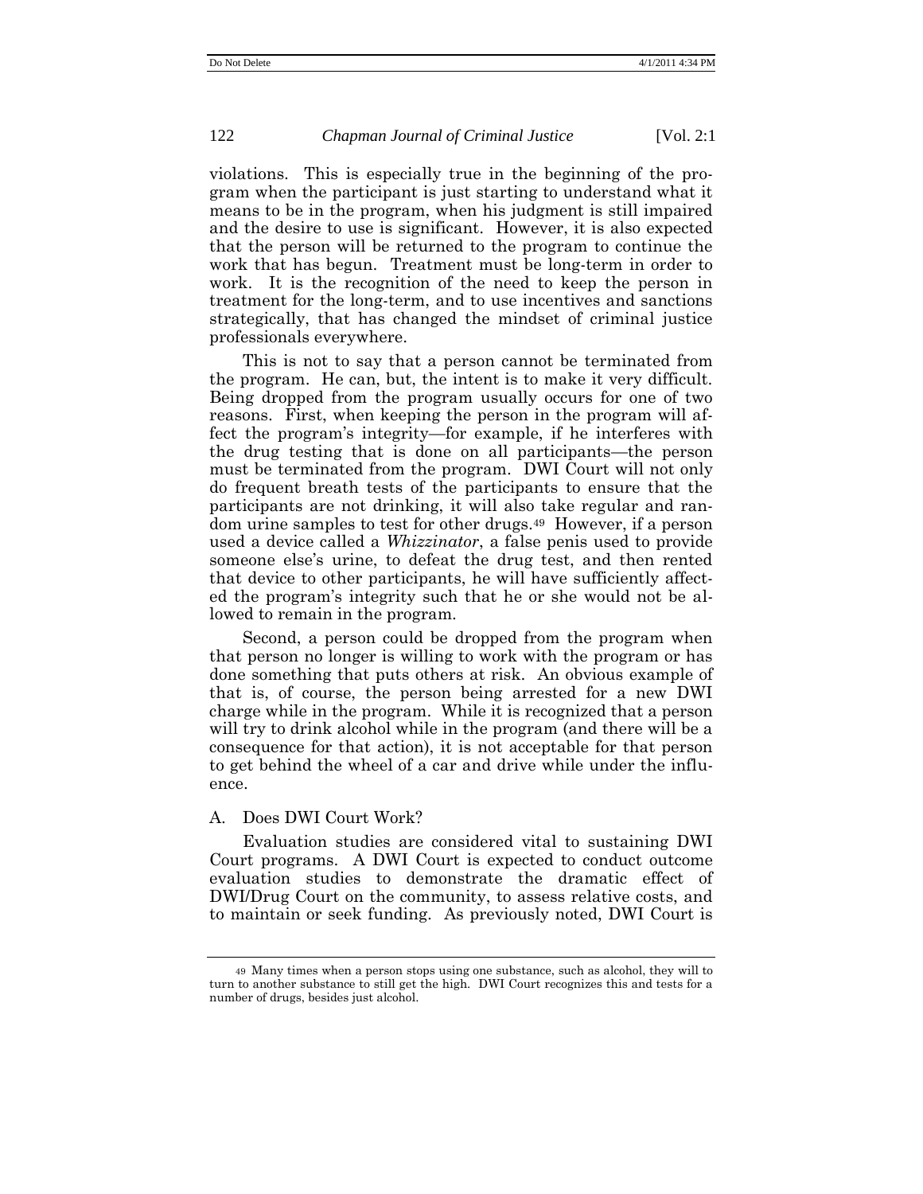violations. This is especially true in the beginning of the program when the participant is just starting to understand what it means to be in the program, when his judgment is still impaired and the desire to use is significant. However, it is also expected that the person will be returned to the program to continue the work that has begun. Treatment must be long-term in order to work. It is the recognition of the need to keep the person in treatment for the long-term, and to use incentives and sanctions strategically, that has changed the mindset of criminal justice professionals everywhere.

This is not to say that a person cannot be terminated from the program. He can, but, the intent is to make it very difficult. Being dropped from the program usually occurs for one of two reasons. First, when keeping the person in the program will affect the program's integrity—for example, if he interferes with the drug testing that is done on all participants—the person must be terminated from the program. DWI Court will not only do frequent breath tests of the participants to ensure that the participants are not drinking, it will also take regular and random urine samples to test for other drugs.[49] However, if a person used a device called a *Whizzinator*, a false penis used to provide someone else's urine, to defeat the drug test, and then rented that device to other participants, he will have sufficiently affected the program's integrity such that he or she would not be allowed to remain in the program.

Second, a person could be dropped from the program when that person no longer is willing to work with the program or has done something that puts others at risk. An obvious example of that is, of course, the person being arrested for a new DWI charge while in the program. While it is recognized that a person will try to drink alcohol while in the program (and there will be a consequence for that action), it is not acceptable for that person to get behind the wheel of a car and drive while under the influence.

### A. Does DWI Court Work?

Evaluation studies are considered vital to sustaining DWI Court programs. A DWI Court is expected to conduct outcome evaluation studies to demonstrate the dramatic effect of DWI/Drug Court on the community, to assess relative costs, and to maintain or seek funding. As previously noted, DWI Court is

---

[49] Many times when a person stops using one substance, such as alcohol, they will to turn to another substance to still get the high. DWI Court recognizes this and tests for a number of drugs, besides just alcohol.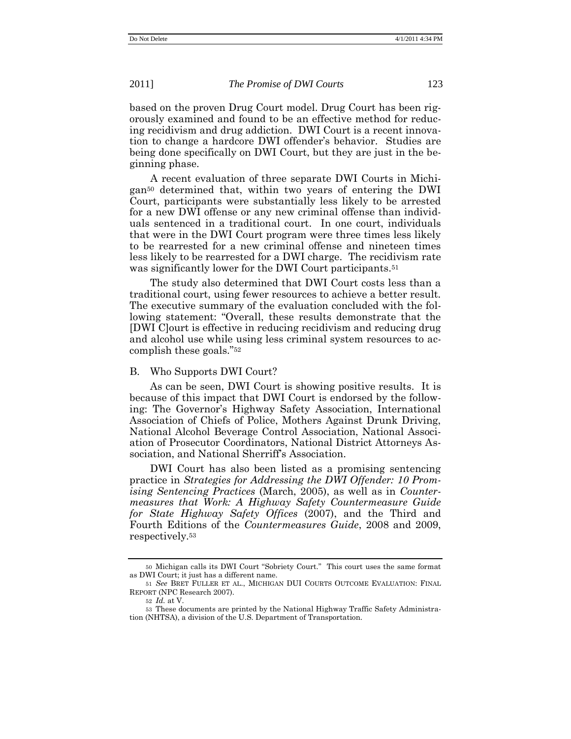based on the proven Drug Court model. Drug Court has been rigorously examined and found to be an effective method for reducing recidivism and drug addiction. DWI Court is a recent innovation to change a hardcore DWI offender's behavior. Studies are being done specifically on DWI Court, but they are just in the beginning phase.

A recent evaluation of three separate DWI Courts in Michigan[50] determined that, within two years of entering the DWI Court, participants were substantially less likely to be arrested for a new DWI offense or any new criminal offense than individuals sentenced in a traditional court. In one court, individuals that were in the DWI Court program were three times less likely to be rearrested for a new criminal offense and nineteen times less likely to be rearrested for a DWI charge. The recidivism rate was significantly lower for the DWI Court participants.[51]

The study also determined that DWI Court costs less than a traditional court, using fewer resources to achieve a better result. The executive summary of the evaluation concluded with the following statement: "Overall, these results demonstrate that the [DWI C]ourt is effective in reducing recidivism and reducing drug and alcohol use while using less criminal system resources to accomplish these goals."[52]

## B. Who Supports DWI Court?

As can be seen, DWI Court is showing positive results. It is because of this impact that DWI Court is endorsed by the following: The Governor's Highway Safety Association, International Association of Chiefs of Police, Mothers Against Drunk Driving, National Alcohol Beverage Control Association, National Association of Prosecutor Coordinators, National District Attorneys Association, and National Sherriff's Association.

DWI Court has also been listed as a promising sentencing practice in *Strategies for Addressing the DWI Offender: 10 Promising Sentencing Practices* (March, 2005), as well as in *Countermeasures that Work: A Highway Safety Countermeasure Guide for State Highway Safety Offices* (2007), and the Third and Fourth Editions of the *Countermeasures Guide*, 2008 and 2009, respectively.[53]

---

[50] Michigan calls its DWI Court "Sobriety Court." This court uses the same format as DWI Court; it just has a different name.

[51] *See* BRET FULLER ET AL., MICHIGAN DUI COURTS OUTCOME EVALUATION: FINAL REPORT (NPC Research 2007).

[52] *Id.* at V.

[53] These documents are printed by the National Highway Traffic Safety Administration (NHTSA), a division of the U.S. Department of Transportation.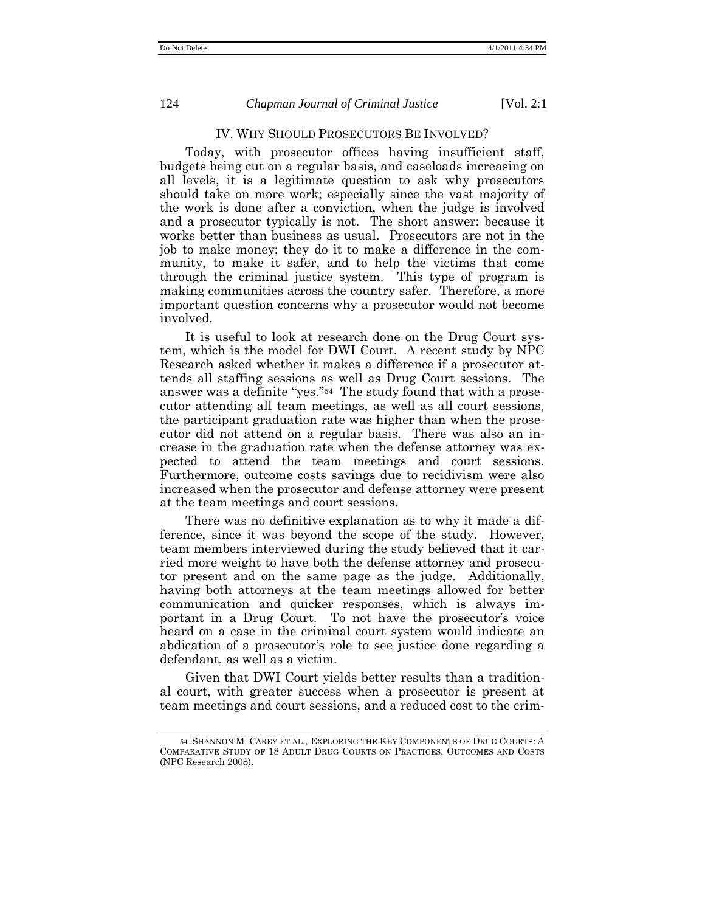## IV. Why Should Prosecutors Be Involved?

Today, with prosecutor offices having insufficient staff, budgets being cut on a regular basis, and caseloads increasing on all levels, it is a legitimate question to ask why prosecutors should take on more work; especially since the vast majority of the work is done after a conviction, when the judge is involved and a prosecutor typically is not. The short answer: because it works better than business as usual. Prosecutors are not in the job to make money; they do it to make a difference in the community, to make it safer, and to help the victims that come through the criminal justice system. This type of program is making communities across the country safer. Therefore, a more important question concerns why a prosecutor would not become involved.

It is useful to look at research done on the Drug Court system, which is the model for DWI Court. A recent study by NPC Research asked whether it makes a difference if a prosecutor attends all staffing sessions as well as Drug Court sessions. The answer was a definite "yes."[54] The study found that with a prosecutor attending all team meetings, as well as all court sessions, the participant graduation rate was higher than when the prosecutor did not attend on a regular basis. There was also an increase in the graduation rate when the defense attorney was expected to attend the team meetings and court sessions. Furthermore, outcome costs savings due to recidivism were also increased when the prosecutor and defense attorney were present at the team meetings and court sessions.

There was no definitive explanation as to why it made a difference, since it was beyond the scope of the study. However, team members interviewed during the study believed that it carried more weight to have both the defense attorney and prosecutor present and on the same page as the judge. Additionally, having both attorneys at the team meetings allowed for better communication and quicker responses, which is always important in a Drug Court. To not have the prosecutor's voice heard on a case in the criminal court system would indicate an abdication of a prosecutor's role to see justice done regarding a defendant, as well as a victim.

Given that DWI Court yields better results than a traditional court, with greater success when a prosecutor is present at team meetings and court sessions, and a reduced cost to the crim-

---

[54] Shannon M. Carey et al., Exploring the Key Components of Drug Courts: A Comparative Study of 18 Adult Drug Courts on Practices, Outcomes and Costs (NPC Research 2008).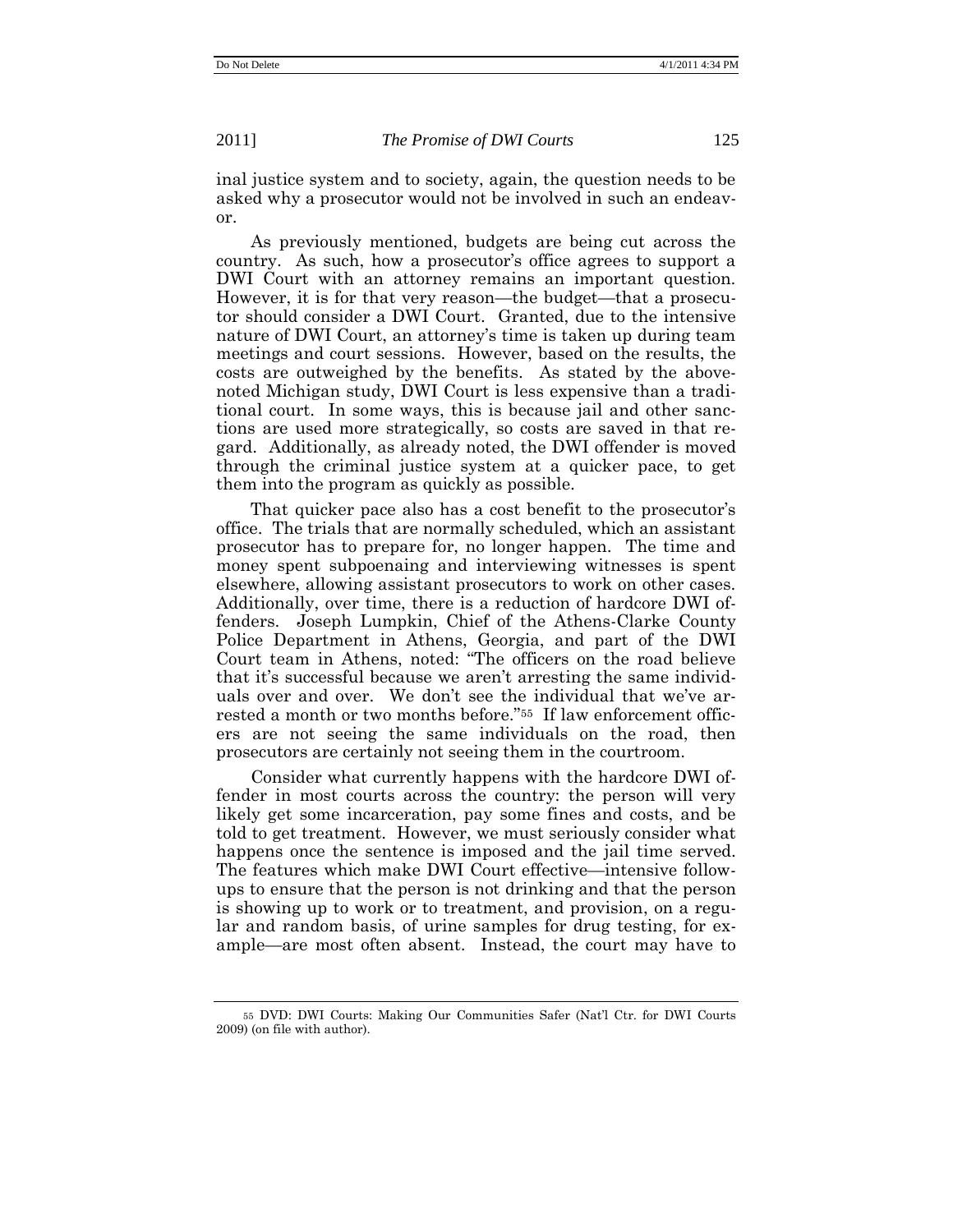inal justice system and to society, again, the question needs to be asked why a prosecutor would not be involved in such an endeavor.

As previously mentioned, budgets are being cut across the country. As such, how a prosecutor's office agrees to support a DWI Court with an attorney remains an important question. However, it is for that very reason—the budget—that a prosecutor should consider a DWI Court. Granted, due to the intensive nature of DWI Court, an attorney's time is taken up during team meetings and court sessions. However, based on the results, the costs are outweighed by the benefits. As stated by the above-noted Michigan study, DWI Court is less expensive than a traditional court. In some ways, this is because jail and other sanctions are used more strategically, so costs are saved in that regard. Additionally, as already noted, the DWI offender is moved through the criminal justice system at a quicker pace, to get them into the program as quickly as possible.

That quicker pace also has a cost benefit to the prosecutor's office. The trials that are normally scheduled, which an assistant prosecutor has to prepare for, no longer happen. The time and money spent subpoenaing and interviewing witnesses is spent elsewhere, allowing assistant prosecutors to work on other cases. Additionally, over time, there is a reduction of hardcore DWI offenders. Joseph Lumpkin, Chief of the Athens-Clarke County Police Department in Athens, Georgia, and part of the DWI Court team in Athens, noted: "The officers on the road believe that it's successful because we aren't arresting the same individuals over and over. We don't see the individual that we've arrested a month or two months before."[55] If law enforcement officers are not seeing the same individuals on the road, then prosecutors are certainly not seeing them in the courtroom.

Consider what currently happens with the hardcore DWI offender in most courts across the country: the person will very likely get some incarceration, pay some fines and costs, and be told to get treatment. However, we must seriously consider what happens once the sentence is imposed and the jail time served. The features which make DWI Court effective—intensive follow-ups to ensure that the person is not drinking and that the person is showing up to work or to treatment, and provision, on a regular and random basis, of urine samples for drug testing, for example—are most often absent. Instead, the court may have to

---

[55] DVD: DWI Courts: Making Our Communities Safer (Nat'l Ctr. for DWI Courts 2009) (on file with author).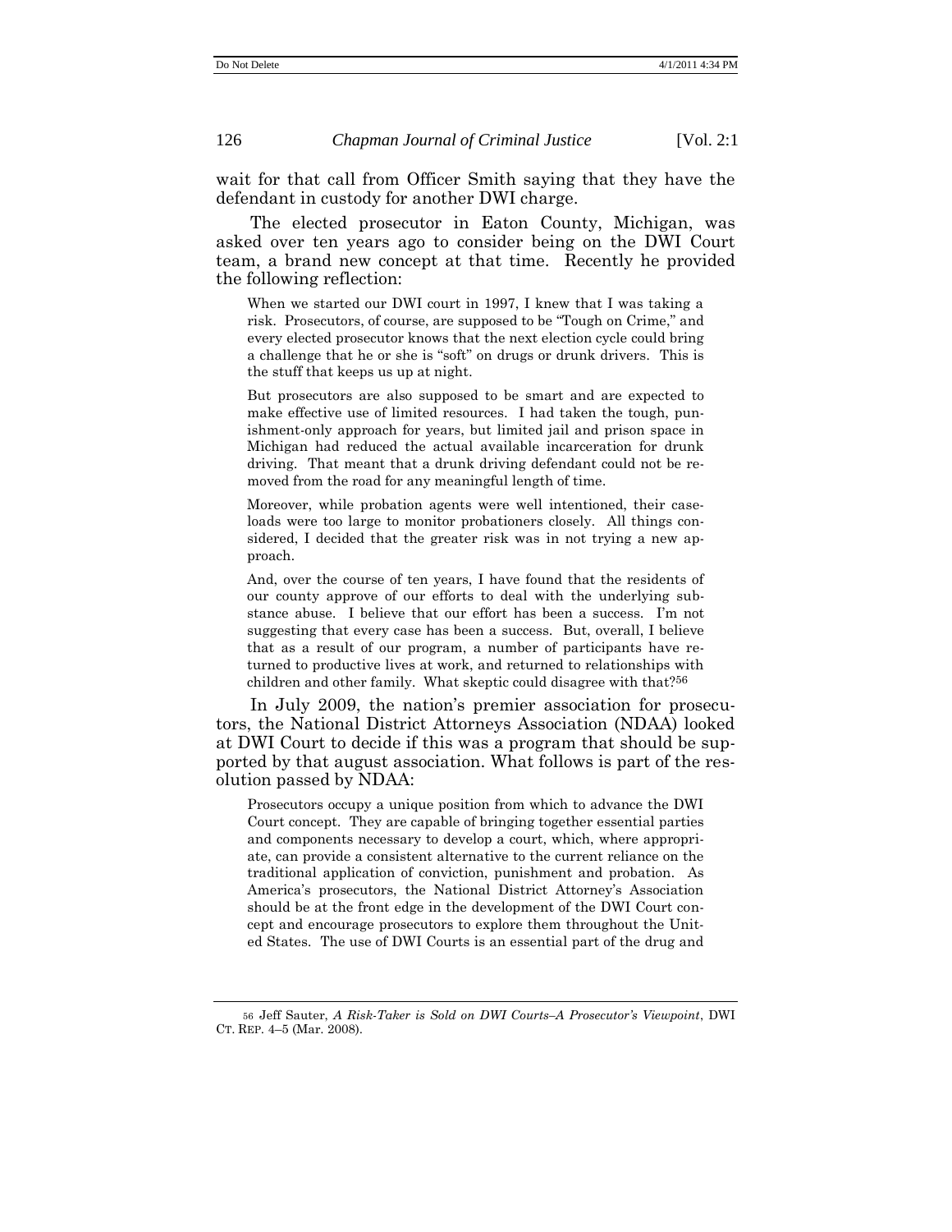wait for that call from Officer Smith saying that they have the defendant in custody for another DWI charge.

The elected prosecutor in Eaton County, Michigan, was asked over ten years ago to consider being on the DWI Court team, a brand new concept at that time. Recently he provided the following reflection:

> When we started our DWI court in 1997, I knew that I was taking a risk. Prosecutors, of course, are supposed to be "Tough on Crime," and every elected prosecutor knows that the next election cycle could bring a challenge that he or she is "soft" on drugs or drunk drivers. This is the stuff that keeps us up at night.
>
> But prosecutors are also supposed to be smart and are expected to make effective use of limited resources. I had taken the tough, punishment-only approach for years, but limited jail and prison space in Michigan had reduced the actual available incarceration for drunk driving. That meant that a drunk driving defendant could not be removed from the road for any meaningful length of time.
>
> Moreover, while probation agents were well intentioned, their caseloads were too large to monitor probationers closely. All things considered, I decided that the greater risk was in not trying a new approach.
>
> And, over the course of ten years, I have found that the residents of our county approve of our efforts to deal with the underlying substance abuse. I believe that our effort has been a success. I'm not suggesting that every case has been a success. But, overall, I believe that as a result of our program, a number of participants have returned to productive lives at work, and returned to relationships with children and other family. What skeptic could disagree with that?[56]

In July 2009, the nation's premier association for prosecutors, the National District Attorneys Association (NDAA) looked at DWI Court to decide if this was a program that should be supported by that august association. What follows is part of the resolution passed by NDAA:

> Prosecutors occupy a unique position from which to advance the DWI Court concept. They are capable of bringing together essential parties and components necessary to develop a court, which, where appropriate, can provide a consistent alternative to the current reliance on the traditional application of conviction, punishment and probation. As America's prosecutors, the National District Attorney's Association should be at the front edge in the development of the DWI Court concept and encourage prosecutors to explore them throughout the United States. The use of DWI Courts is an essential part of the drug and

---

[56] Jeff Sauter, *A Risk-Taker is Sold on DWI Courts–A Prosecutor's Viewpoint*, DWI CT. REP. 4–5 (Mar. 2008).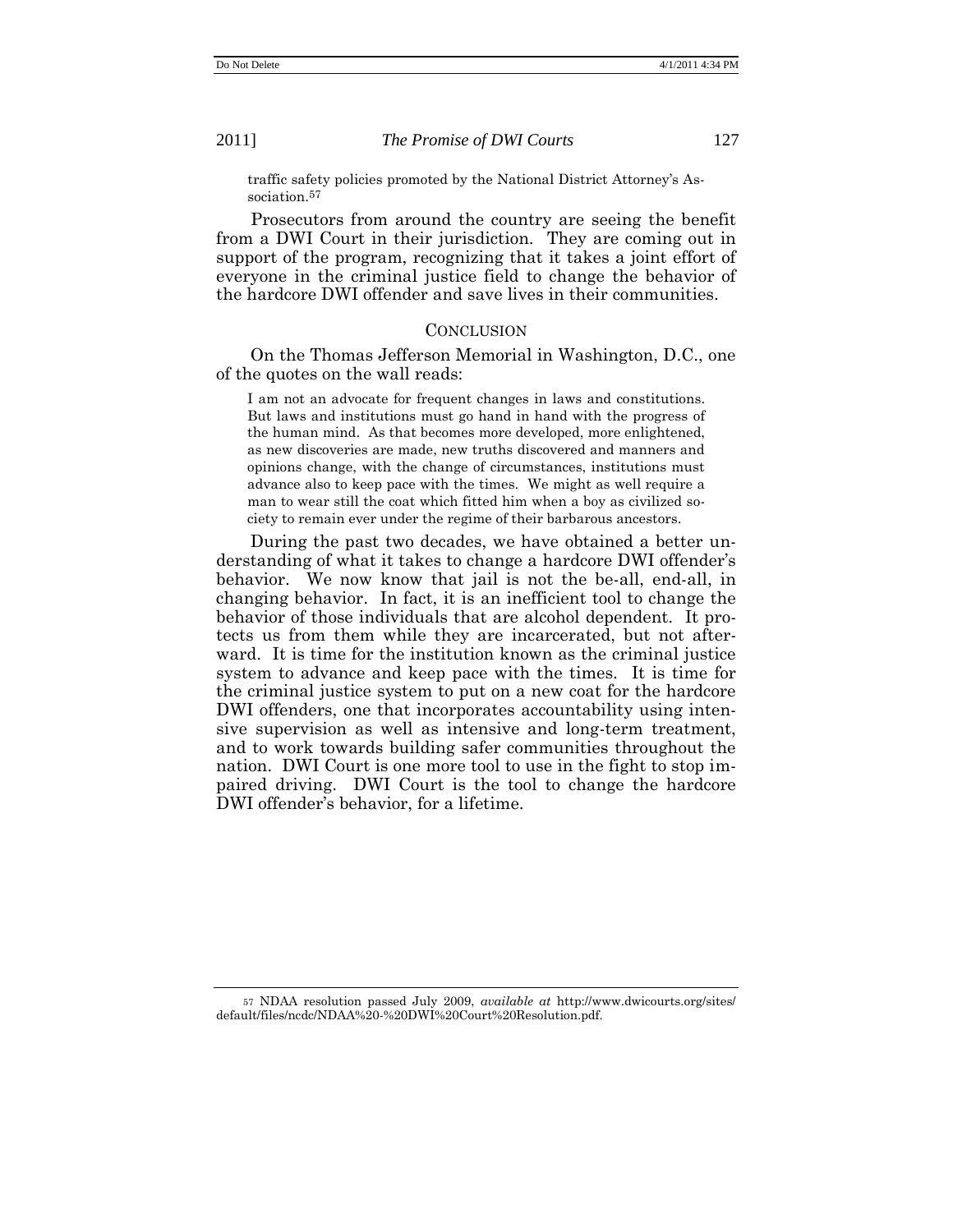traffic safety policies promoted by the National District Attorney's Association.[57]

Prosecutors from around the country are seeing the benefit from a DWI Court in their jurisdiction. They are coming out in support of the program, recognizing that it takes a joint effort of everyone in the criminal justice field to change the behavior of the hardcore DWI offender and save lives in their communities.

## CONCLUSION

On the Thomas Jefferson Memorial in Washington, D.C., one of the quotes on the wall reads:

> I am not an advocate for frequent changes in laws and constitutions. But laws and institutions must go hand in hand with the progress of the human mind. As that becomes more developed, more enlightened, as new discoveries are made, new truths discovered and manners and opinions change, with the change of circumstances, institutions must advance also to keep pace with the times. We might as well require a man to wear still the coat which fitted him when a boy as civilized society to remain ever under the regime of their barbarous ancestors.

During the past two decades, we have obtained a better understanding of what it takes to change a hardcore DWI offender's behavior. We now know that jail is not the be-all, end-all, in changing behavior. In fact, it is an inefficient tool to change the behavior of those individuals that are alcohol dependent. It protects us from them while they are incarcerated, but not afterward. It is time for the institution known as the criminal justice system to advance and keep pace with the times. It is time for the criminal justice system to put on a new coat for the hardcore DWI offenders, one that incorporates accountability using intensive supervision as well as intensive and long-term treatment, and to work towards building safer communities throughout the nation. DWI Court is one more tool to use in the fight to stop impaired driving. DWI Court is the tool to change the hardcore DWI offender's behavior, for a lifetime.

---

[57] NDAA resolution passed July 2009, *available at* http://www.dwicourts.org/sites/default/files/ncdc/NDAA%20-%20DWI%20Court%20Resolution.pdf.